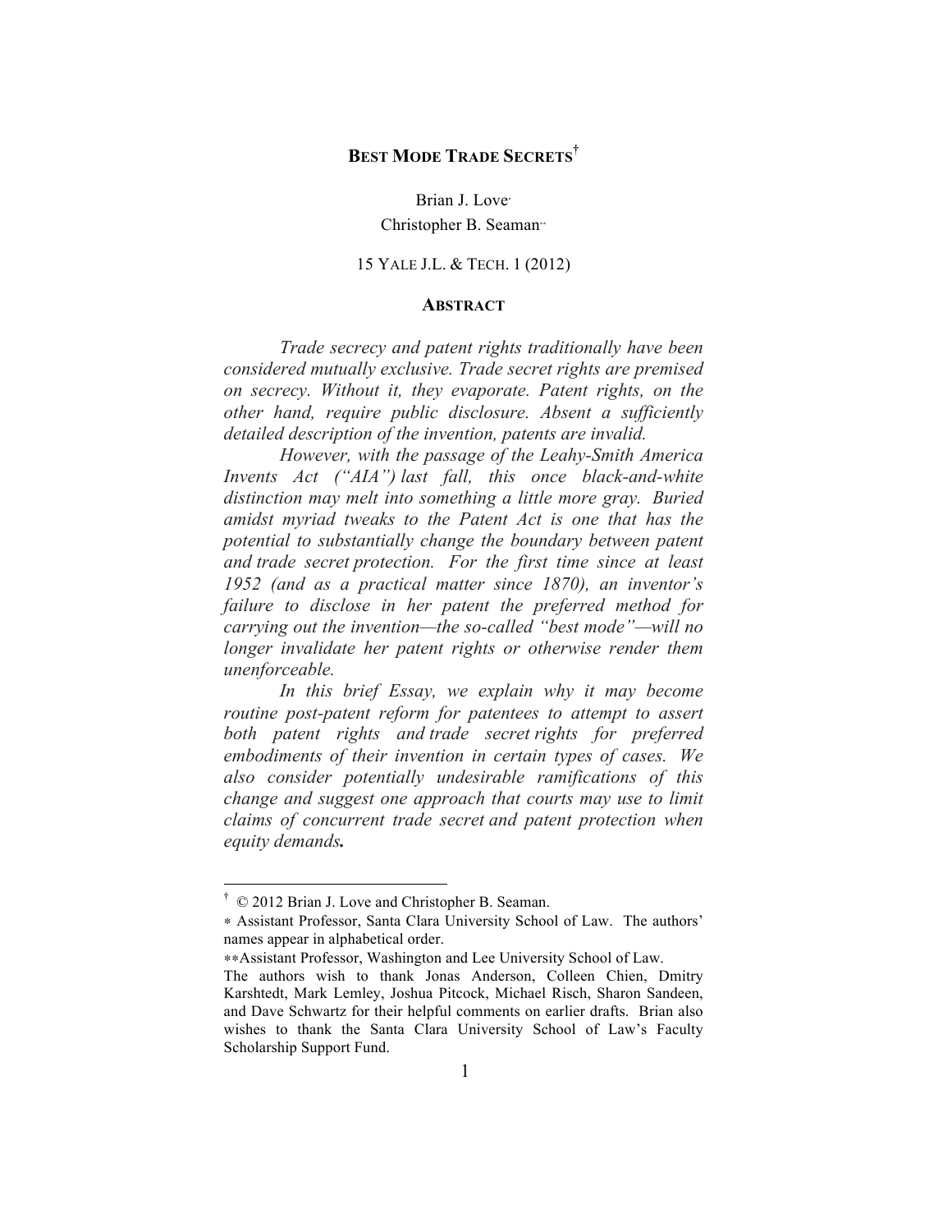# BEST MODE TRADE SECRETS[†]

Brian J. Love[*]
Christopher B. Seaman[**]

15 YALE J.L. & TECH. 1 (2012)

## ABSTRACT

*Trade secrecy and patent rights traditionally have been considered mutually exclusive. Trade secret rights are premised on secrecy. Without it, they evaporate. Patent rights, on the other hand, require public disclosure. Absent a sufficiently detailed description of the invention, patents are invalid.*

*However, with the passage of the Leahy-Smith America Invents Act ("AIA") last fall, this once black-and-white distinction may melt into something a little more gray. Buried amidst myriad tweaks to the Patent Act is one that has the potential to substantially change the boundary between patent and trade secret protection. For the first time since at least 1952 (and as a practical matter since 1870), an inventor's failure to disclose in her patent the preferred method for carrying out the invention—the so-called "best mode"—will no longer invalidate her patent rights or otherwise render them unenforceable.*

*In this brief Essay, we explain why it may become routine post-patent reform for patentees to attempt to assert both patent rights and trade secret rights for preferred embodiments of their invention in certain types of cases. We also consider potentially undesirable ramifications of this change and suggest one approach that courts may use to limit claims of concurrent trade secret and patent protection when equity demands.*

---

[†] © 2012 Brian J. Love and Christopher B. Seaman.

[*] Assistant Professor, Santa Clara University School of Law. The authors' names appear in alphabetical order.

[**] Assistant Professor, Washington and Lee University School of Law.

The authors wish to thank Jonas Anderson, Colleen Chien, Dmitry Karshtedt, Mark Lemley, Joshua Pitcock, Michael Risch, Sharon Sandeen, and Dave Schwartz for their helpful comments on earlier drafts. Brian also wishes to thank the Santa Clara University School of Law's Faculty Scholarship Support Fund.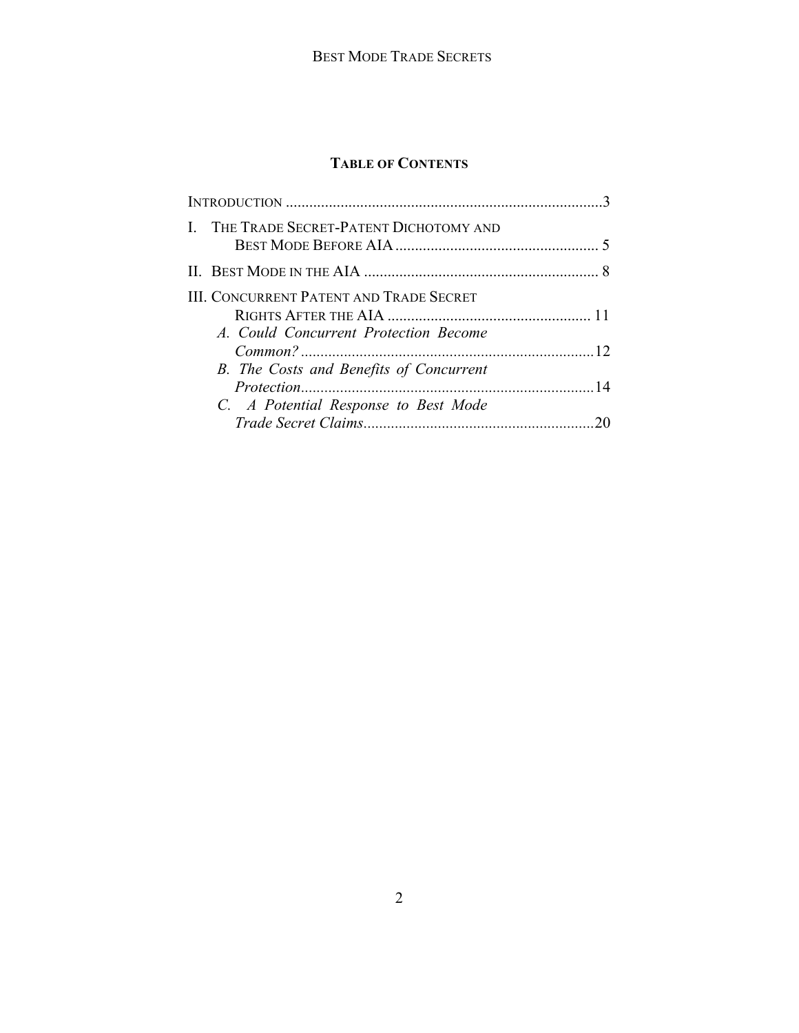## TABLE OF CONTENTS

INTRODUCTION ....................................................................................3

I. THE TRADE SECRET-PATENT DICHOTOMY AND BEST MODE BEFORE AIA .................................................... 5

II. BEST MODE IN THE AIA ............................................................ 8

III. CONCURRENT PATENT AND TRADE SECRET RIGHTS AFTER THE AIA .................................................... 11

*A. Could Concurrent Protection Become Common?* ...........................................................................12

*B. The Costs and Benefits of Concurrent Protection*...........................................................................14

*C. A Potential Response to Best Mode Trade Secret Claims*...........................................................20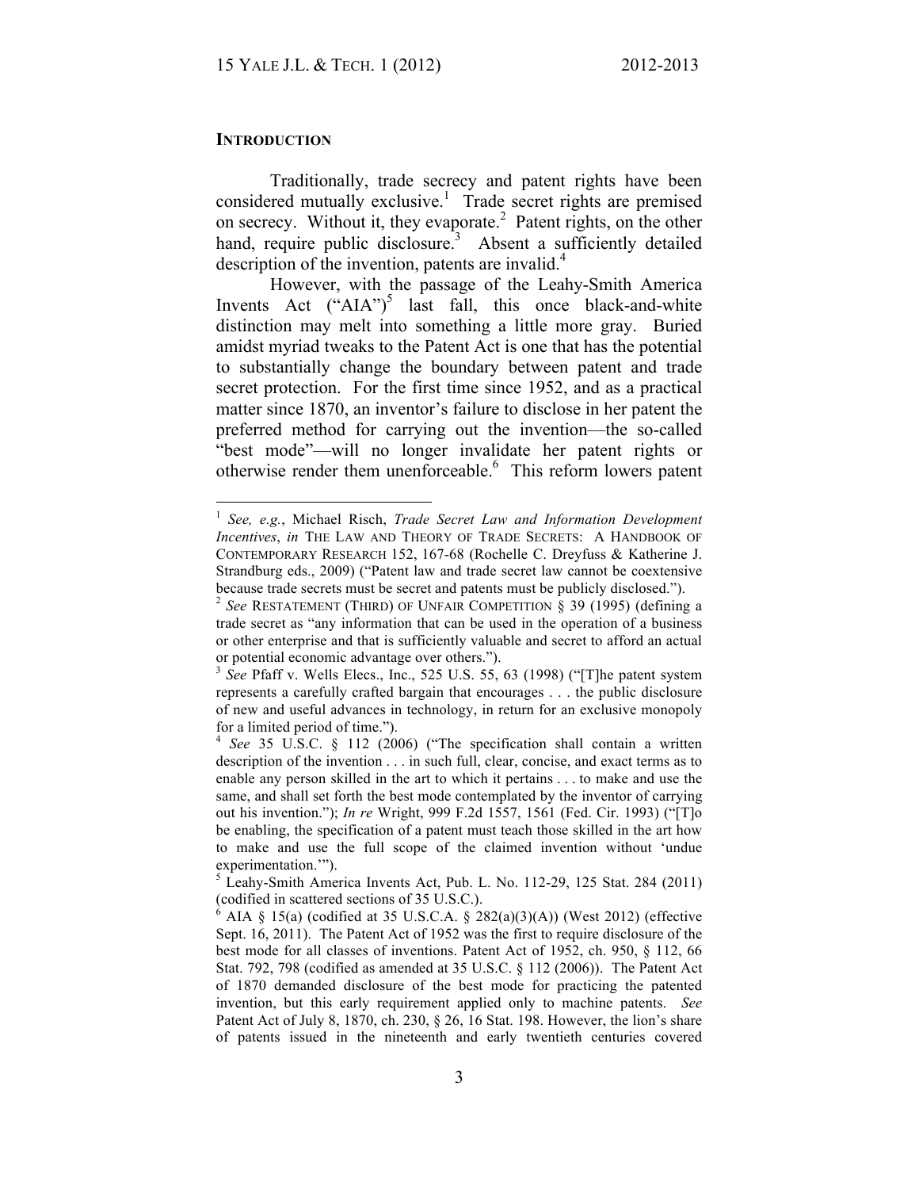## INTRODUCTION

Traditionally, trade secrecy and patent rights have been considered mutually exclusive.[1] Trade secret rights are premised on secrecy. Without it, they evaporate.[2] Patent rights, on the other hand, require public disclosure.[3] Absent a sufficiently detailed description of the invention, patents are invalid.[4]

However, with the passage of the Leahy-Smith America Invents Act ("AIA")[5] last fall, this once black-and-white distinction may melt into something a little more gray. Buried amidst myriad tweaks to the Patent Act is one that has the potential to substantially change the boundary between patent and trade secret protection. For the first time since 1952, and as a practical matter since 1870, an inventor's failure to disclose in her patent the preferred method for carrying out the invention—the so-called "best mode"—will no longer invalidate her patent rights or otherwise render them unenforceable.[6] This reform lowers patent

---

[1] *See, e.g.*, Michael Risch, *Trade Secret Law and Information Development Incentives*, *in* THE LAW AND THEORY OF TRADE SECRETS: A HANDBOOK OF CONTEMPORARY RESEARCH 152, 167-68 (Rochelle C. Dreyfuss & Katherine J. Strandburg eds., 2009) ("Patent law and trade secret law cannot be coextensive because trade secrets must be secret and patents must be publicly disclosed.").

[2] *See* RESTATEMENT (THIRD) OF UNFAIR COMPETITION § 39 (1995) (defining a trade secret as "any information that can be used in the operation of a business or other enterprise and that is sufficiently valuable and secret to afford an actual or potential economic advantage over others.").

[3] *See* Pfaff v. Wells Elecs., Inc., 525 U.S. 55, 63 (1998) ("[T]he patent system represents a carefully crafted bargain that encourages . . . the public disclosure of new and useful advances in technology, in return for an exclusive monopoly for a limited period of time.").

[4] *See* 35 U.S.C. § 112 (2006) ("The specification shall contain a written description of the invention . . . in such full, clear, concise, and exact terms as to enable any person skilled in the art to which it pertains . . . to make and use the same, and shall set forth the best mode contemplated by the inventor of carrying out his invention."); *In re* Wright, 999 F.2d 1557, 1561 (Fed. Cir. 1993) ("[T]o be enabling, the specification of a patent must teach those skilled in the art how to make and use the full scope of the claimed invention without 'undue experimentation.'").

[5] Leahy-Smith America Invents Act, Pub. L. No. 112-29, 125 Stat. 284 (2011) (codified in scattered sections of 35 U.S.C.).

[6] AIA § 15(a) (codified at 35 U.S.C.A. § 282(a)(3)(A)) (West 2012) (effective Sept. 16, 2011). The Patent Act of 1952 was the first to require disclosure of the best mode for all classes of inventions. Patent Act of 1952, ch. 950, § 112, 66 Stat. 792, 798 (codified as amended at 35 U.S.C. § 112 (2006)). The Patent Act of 1870 demanded disclosure of the best mode for practicing the patented invention, but this early requirement applied only to machine patents. *See* Patent Act of July 8, 1870, ch. 230, § 26, 16 Stat. 198. However, the lion's share of patents issued in the nineteenth and early twentieth centuries covered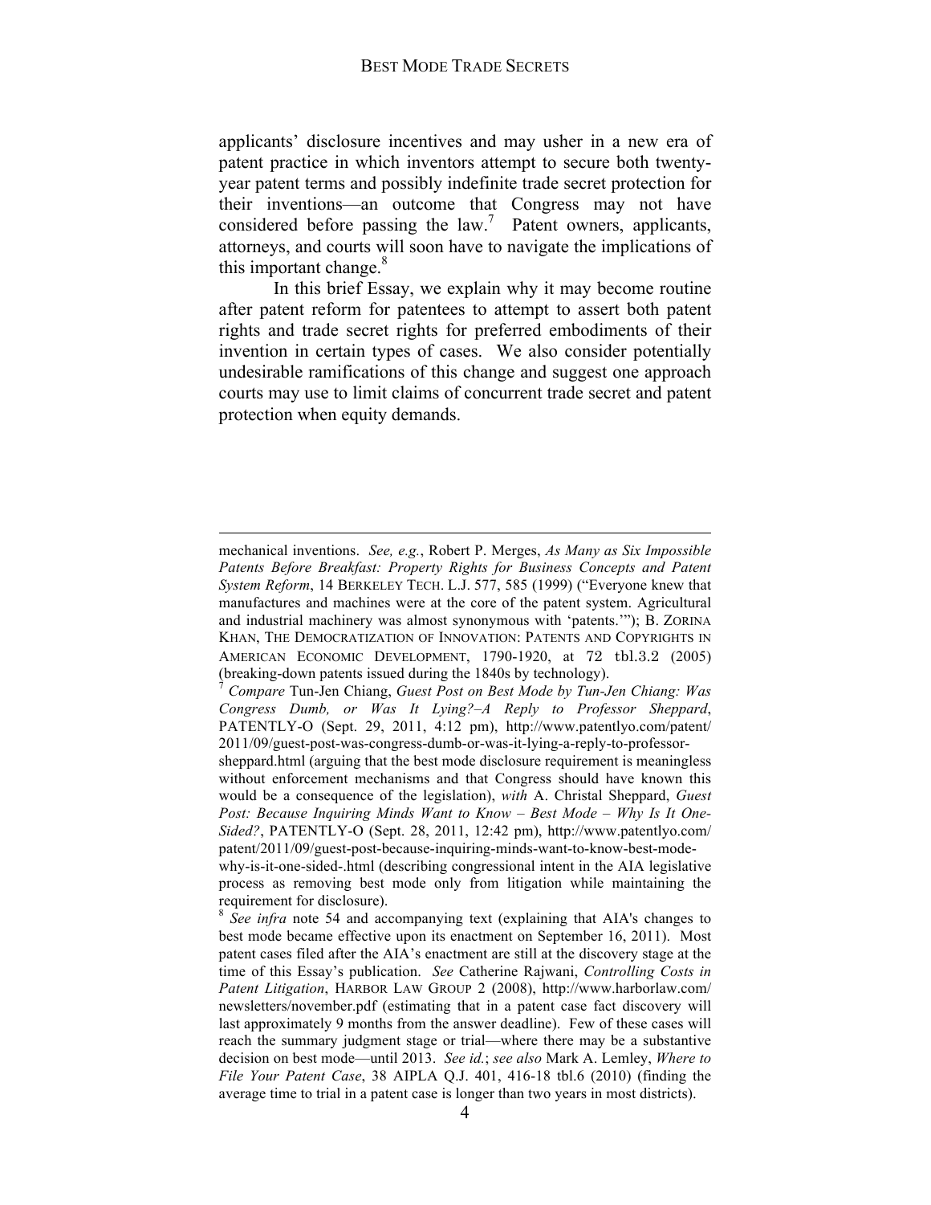applicants' disclosure incentives and may usher in a new era of patent practice in which inventors attempt to secure both twenty-year patent terms and possibly indefinite trade secret protection for their inventions—an outcome that Congress may not have considered before passing the law.[7] Patent owners, applicants, attorneys, and courts will soon have to navigate the implications of this important change.[8]

In this brief Essay, we explain why it may become routine after patent reform for patentees to attempt to assert both patent rights and trade secret rights for preferred embodiments of their invention in certain types of cases. We also consider potentially undesirable ramifications of this change and suggest one approach courts may use to limit claims of concurrent trade secret and patent protection when equity demands.

---

mechanical inventions. *See, e.g.*, Robert P. Merges, *As Many as Six Impossible Patents Before Breakfast: Property Rights for Business Concepts and Patent System Reform*, 14 BERKELEY TECH. L.J. 577, 585 (1999) ("Everyone knew that manufactures and machines were at the core of the patent system. Agricultural and industrial machinery was almost synonymous with 'patents.'"); B. ZORINA KHAN, THE DEMOCRATIZATION OF INNOVATION: PATENTS AND COPYRIGHTS IN AMERICAN ECONOMIC DEVELOPMENT, 1790-1920, at 72 tbl.3.2 (2005) (breaking-down patents issued during the 1840s by technology).

[7] *Compare* Tun-Jen Chiang, *Guest Post on Best Mode by Tun-Jen Chiang: Was Congress Dumb, or Was It Lying?–A Reply to Professor Sheppard*, PATENTLY-O (Sept. 29, 2011, 4:12 pm), http://www.patentlyo.com/patent/2011/09/guest-post-was-congress-dumb-or-was-it-lying-a-reply-to-professor-sheppard.html (arguing that the best mode disclosure requirement is meaningless without enforcement mechanisms and that Congress should have known this would be a consequence of the legislation), *with* A. Christal Sheppard, *Guest Post: Because Inquiring Minds Want to Know – Best Mode – Why Is It One-Sided?*, PATENTLY-O (Sept. 28, 2011, 12:42 pm), http://www.patentlyo.com/patent/2011/09/guest-post-because-inquiring-minds-want-to-know-best-mode-why-is-it-one-sided-.html (describing congressional intent in the AIA legislative process as removing best mode only from litigation while maintaining the requirement for disclosure).

[8] *See infra* note 54 and accompanying text (explaining that AIA's changes to best mode became effective upon its enactment on September 16, 2011). Most patent cases filed after the AIA's enactment are still at the discovery stage at the time of this Essay's publication. *See* Catherine Rajwani, *Controlling Costs in Patent Litigation*, HARBOR LAW GROUP 2 (2008), http://www.harborlaw.com/newsletters/november.pdf (estimating that in a patent case fact discovery will last approximately 9 months from the answer deadline). Few of these cases will reach the summary judgment stage or trial—where there may be a substantive decision on best mode—until 2013. *See id.*; *see also* Mark A. Lemley, *Where to File Your Patent Case*, 38 AIPLA Q.J. 401, 416-18 tbl.6 (2010) (finding the average time to trial in a patent case is longer than two years in most districts).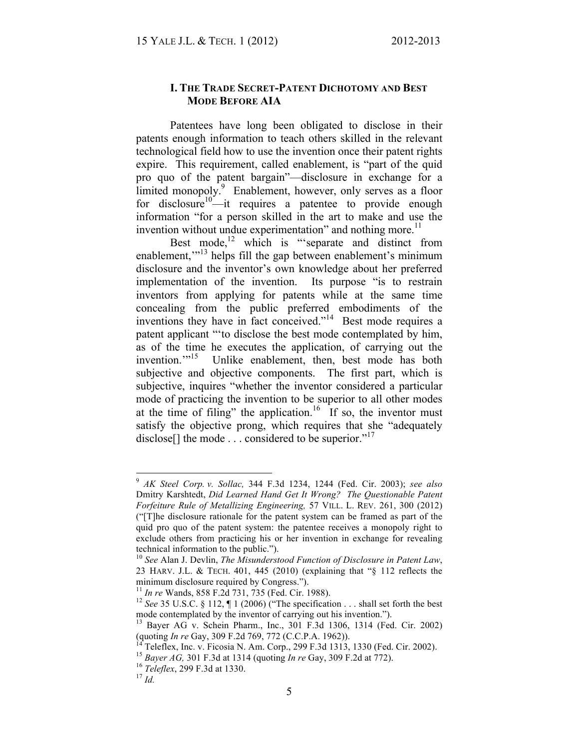## I. The Trade Secret-Patent Dichotomy and Best Mode Before AIA

Patentees have long been obligated to disclose in their patents enough information to teach others skilled in the relevant technological field how to use the invention once their patent rights expire. This requirement, called enablement, is "part of the quid pro quo of the patent bargain"—disclosure in exchange for a limited monopoly.[9] Enablement, however, only serves as a floor for disclosure[10]—it requires a patentee to provide enough information "for a person skilled in the art to make and use the invention without undue experimentation" and nothing more.[11]

Best mode,[12] which is "'separate and distinct from enablement,'"[13] helps fill the gap between enablement's minimum disclosure and the inventor's own knowledge about her preferred implementation of the invention. Its purpose "is to restrain inventors from applying for patents while at the same time concealing from the public preferred embodiments of the inventions they have in fact conceived."[14] Best mode requires a patent applicant "'to disclose the best mode contemplated by him, as of the time he executes the application, of carrying out the invention.'"[15] Unlike enablement, then, best mode has both subjective and objective components. The first part, which is subjective, inquires "whether the inventor considered a particular mode of practicing the invention to be superior to all other modes at the time of filing" the application.[16] If so, the inventor must satisfy the objective prong, which requires that she "adequately disclose[] the mode . . . considered to be superior."[17]

---

[9] *AK Steel Corp. v. Sollac,* 344 F.3d 1234, 1244 (Fed. Cir. 2003); *see also* Dmitry Karshtedt, *Did Learned Hand Get It Wrong? The Questionable Patent Forfeiture Rule of Metallizing Engineering,* 57 VILL. L. REV. 261, 300 (2012) ("[T]he disclosure rationale for the patent system can be framed as part of the quid pro quo of the patent system: the patentee receives a monopoly right to exclude others from practicing his or her invention in exchange for revealing technical information to the public.").

[10] *See* Alan J. Devlin, *The Misunderstood Function of Disclosure in Patent Law*, 23 HARV. J.L. & TECH. 401, 445 (2010) (explaining that "§ 112 reflects the minimum disclosure required by Congress.").

[11] *In re* Wands, 858 F.2d 731, 735 (Fed. Cir. 1988).

[12] *See* 35 U.S.C. § 112, ¶ 1 (2006) ("The specification . . . shall set forth the best mode contemplated by the inventor of carrying out his invention.").

[13] Bayer AG v. Schein Pharm., Inc., 301 F.3d 1306, 1314 (Fed. Cir. 2002) (quoting *In re* Gay, 309 F.2d 769, 772 (C.C.P.A. 1962)).

[14] Teleflex, Inc. v. Ficosia N. Am. Corp., 299 F.3d 1313, 1330 (Fed. Cir. 2002).

[15] *Bayer AG,* 301 F.3d at 1314 (quoting *In re* Gay, 309 F.2d at 772).

[16] *Teleflex*, 299 F.3d at 1330.

[17] *Id.*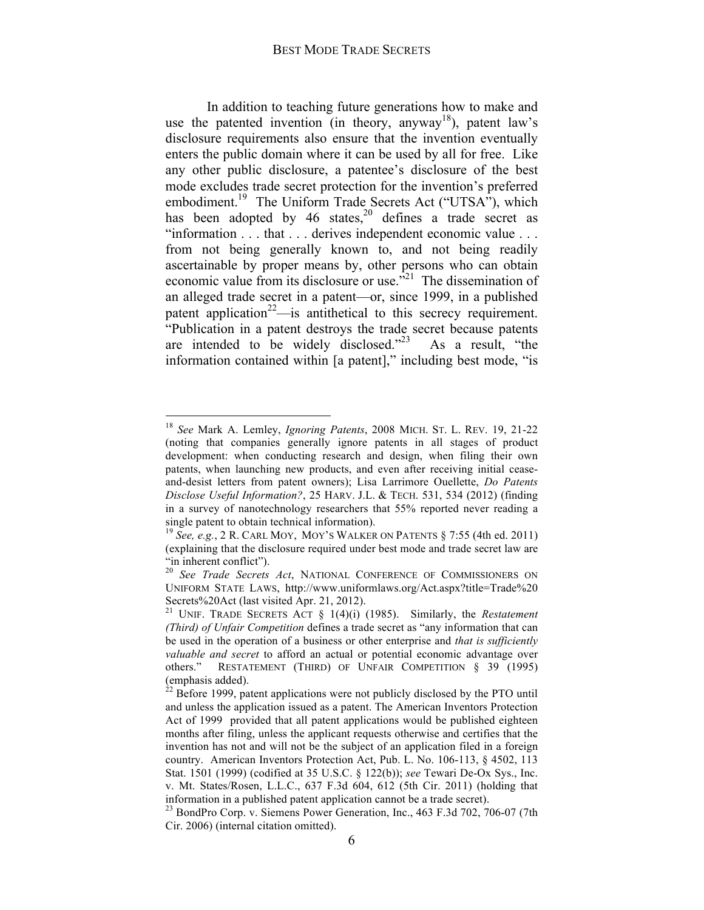In addition to teaching future generations how to make and use the patented invention (in theory, anyway[18]), patent law's disclosure requirements also ensure that the invention eventually enters the public domain where it can be used by all for free. Like any other public disclosure, a patentee's disclosure of the best mode excludes trade secret protection for the invention's preferred embodiment.[19] The Uniform Trade Secrets Act ("UTSA"), which has been adopted by 46 states,[20] defines a trade secret as "information . . . that . . . derives independent economic value . . . from not being generally known to, and not being readily ascertainable by proper means by, other persons who can obtain economic value from its disclosure or use."[21] The dissemination of an alleged trade secret in a patent—or, since 1999, in a published patent application[22]—is antithetical to this secrecy requirement. "Publication in a patent destroys the trade secret because patents are intended to be widely disclosed."[23] As a result, "the information contained within [a patent]," including best mode, "is

---

[18] *See* Mark A. Lemley, *Ignoring Patents*, 2008 MICH. ST. L. REV. 19, 21-22 (noting that companies generally ignore patents in all stages of product development: when conducting research and design, when filing their own patents, when launching new products, and even after receiving initial cease-and-desist letters from patent owners); Lisa Larrimore Ouellette, *Do Patents Disclose Useful Information?*, 25 HARV. J.L. & TECH. 531, 534 (2012) (finding in a survey of nanotechnology researchers that 55% reported never reading a single patent to obtain technical information).

[19] *See, e.g.*, 2 R. CARL MOY, MOY'S WALKER ON PATENTS § 7:55 (4th ed. 2011) (explaining that the disclosure required under best mode and trade secret law are "in inherent conflict").

[20] *See Trade Secrets Act*, NATIONAL CONFERENCE OF COMMISSIONERS ON UNIFORM STATE LAWS, http://www.uniformlaws.org/Act.aspx?title=Trade%20Secrets%20Act (last visited Apr. 21, 2012).

[21] UNIF. TRADE SECRETS ACT § 1(4)(i) (1985). Similarly, the *Restatement (Third) of Unfair Competition* defines a trade secret as "any information that can be used in the operation of a business or other enterprise and *that is sufficiently valuable and secret* to afford an actual or potential economic advantage over others." RESTATEMENT (THIRD) OF UNFAIR COMPETITION § 39 (1995) (emphasis added).

[22] Before 1999, patent applications were not publicly disclosed by the PTO until and unless the application issued as a patent. The American Inventors Protection Act of 1999 provided that all patent applications would be published eighteen months after filing, unless the applicant requests otherwise and certifies that the invention has not and will not be the subject of an application filed in a foreign country. American Inventors Protection Act, Pub. L. No. 106-113, § 4502, 113 Stat. 1501 (1999) (codified at 35 U.S.C. § 122(b)); *see* Tewari De-Ox Sys., Inc. v. Mt. States/Rosen, L.L.C., 637 F.3d 604, 612 (5th Cir. 2011) (holding that information in a published patent application cannot be a trade secret).

[23] BondPro Corp. v. Siemens Power Generation, Inc., 463 F.3d 702, 706-07 (7th Cir. 2006) (internal citation omitted).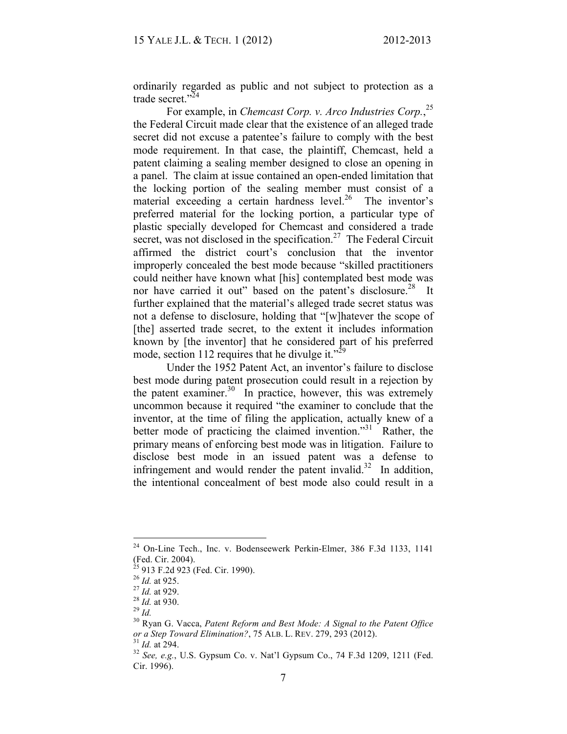ordinarily regarded as public and not subject to protection as a trade secret."[24]

For example, in *Chemcast Corp. v. Arco Industries Corp.*,[25] the Federal Circuit made clear that the existence of an alleged trade secret did not excuse a patentee's failure to comply with the best mode requirement. In that case, the plaintiff, Chemcast, held a patent claiming a sealing member designed to close an opening in a panel. The claim at issue contained an open-ended limitation that the locking portion of the sealing member must consist of a material exceeding a certain hardness level.[26] The inventor's preferred material for the locking portion, a particular type of plastic specially developed for Chemcast and considered a trade secret, was not disclosed in the specification.[27] The Federal Circuit affirmed the district court's conclusion that the inventor improperly concealed the best mode because "skilled practitioners could neither have known what [his] contemplated best mode was nor have carried it out" based on the patent's disclosure.[28] It further explained that the material's alleged trade secret status was not a defense to disclosure, holding that "[w]hatever the scope of [the] asserted trade secret, to the extent it includes information known by [the inventor] that he considered part of his preferred mode, section 112 requires that he divulge it."[29]

Under the 1952 Patent Act, an inventor's failure to disclose best mode during patent prosecution could result in a rejection by the patent examiner.[30] In practice, however, this was extremely uncommon because it required "the examiner to conclude that the inventor, at the time of filing the application, actually knew of a better mode of practicing the claimed invention."[31] Rather, the primary means of enforcing best mode was in litigation. Failure to disclose best mode in an issued patent was a defense to infringement and would render the patent invalid.[32] In addition, the intentional concealment of best mode also could result in a

---

[24] On-Line Tech., Inc. v. Bodenseewerk Perkin-Elmer, 386 F.3d 1133, 1141 (Fed. Cir. 2004).

[25] 913 F.2d 923 (Fed. Cir. 1990).

[26] *Id.* at 925.

[27] *Id.* at 929.

[28] *Id.* at 930.

[29] *Id.*

[30] Ryan G. Vacca, *Patent Reform and Best Mode: A Signal to the Patent Office or a Step Toward Elimination?*, 75 ALB. L. REV. 279, 293 (2012).

[31] *Id.* at 294.

[32] *See, e.g.*, U.S. Gypsum Co. v. Nat'l Gypsum Co., 74 F.3d 1209, 1211 (Fed. Cir. 1996).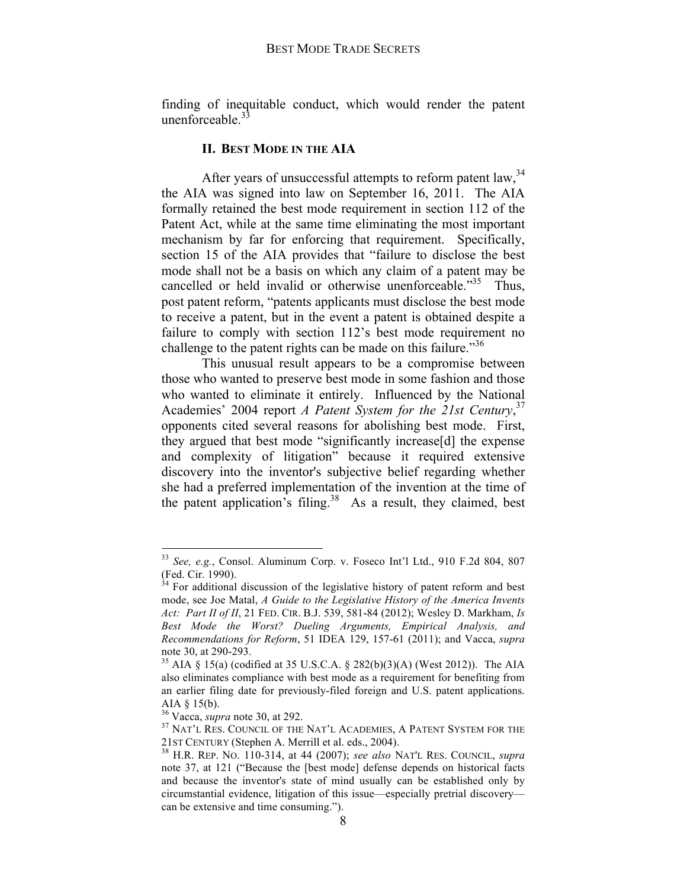finding of inequitable conduct, which would render the patent unenforceable.[33]

## II. BEST MODE IN THE AIA

After years of unsuccessful attempts to reform patent law,[34] the AIA was signed into law on September 16, 2011. The AIA formally retained the best mode requirement in section 112 of the Patent Act, while at the same time eliminating the most important mechanism by far for enforcing that requirement. Specifically, section 15 of the AIA provides that "failure to disclose the best mode shall not be a basis on which any claim of a patent may be cancelled or held invalid or otherwise unenforceable."[35] Thus, post patent reform, "patents applicants must disclose the best mode to receive a patent, but in the event a patent is obtained despite a failure to comply with section 112's best mode requirement no challenge to the patent rights can be made on this failure."[36]

This unusual result appears to be a compromise between those who wanted to preserve best mode in some fashion and those who wanted to eliminate it entirely. Influenced by the National Academies' 2004 report *A Patent System for the 21st Century*,[37] opponents cited several reasons for abolishing best mode. First, they argued that best mode "significantly increase[d] the expense and complexity of litigation" because it required extensive discovery into the inventor's subjective belief regarding whether she had a preferred implementation of the invention at the time of the patent application's filing.[38] As a result, they claimed, best

---

[33] *See, e.g.*, Consol. Aluminum Corp. v. Foseco Int'l Ltd., 910 F.2d 804, 807 (Fed. Cir. 1990).

[34] For additional discussion of the legislative history of patent reform and best mode, see Joe Matal, *A Guide to the Legislative History of the America Invents Act: Part II of II*, 21 FED. CIR. B.J. 539, 581-84 (2012); Wesley D. Markham, *Is Best Mode the Worst? Dueling Arguments, Empirical Analysis, and Recommendations for Reform*, 51 IDEA 129, 157-61 (2011); and Vacca, *supra* note 30, at 290-293.

[35] AIA § 15(a) (codified at 35 U.S.C.A. § 282(b)(3)(A) (West 2012)). The AIA also eliminates compliance with best mode as a requirement for benefiting from an earlier filing date for previously-filed foreign and U.S. patent applications. AIA § 15(b).

[36] Vacca, *supra* note 30, at 292.

[37] NAT'L RES. COUNCIL OF THE NAT'L ACADEMIES, A PATENT SYSTEM FOR THE 21ST CENTURY (Stephen A. Merrill et al. eds., 2004).

[38] H.R. REP. NO. 110-314, at 44 (2007); *see also* NAT'L RES. COUNCIL, *supra* note 37, at 121 ("Because the [best mode] defense depends on historical facts and because the inventor's state of mind usually can be established only by circumstantial evidence, litigation of this issue—especially pretrial discovery—can be extensive and time consuming.").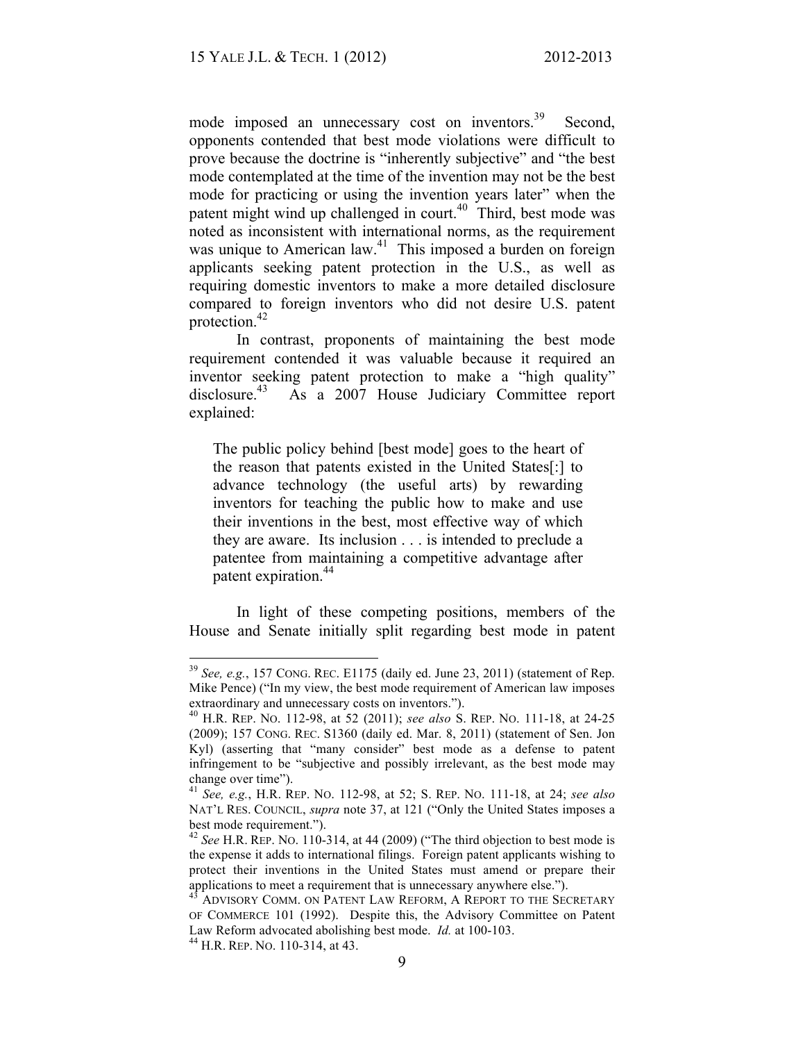mode imposed an unnecessary cost on inventors.[39] Second, opponents contended that best mode violations were difficult to prove because the doctrine is "inherently subjective" and "the best mode contemplated at the time of the invention may not be the best mode for practicing or using the invention years later" when the patent might wind up challenged in court.[40] Third, best mode was noted as inconsistent with international norms, as the requirement was unique to American law.[41] This imposed a burden on foreign applicants seeking patent protection in the U.S., as well as requiring domestic inventors to make a more detailed disclosure compared to foreign inventors who did not desire U.S. patent protection.[42]

In contrast, proponents of maintaining the best mode requirement contended it was valuable because it required an inventor seeking patent protection to make a "high quality" disclosure.[43] As a 2007 House Judiciary Committee report explained:

> The public policy behind [best mode] goes to the heart of the reason that patents existed in the United States[:] to advance technology (the useful arts) by rewarding inventors for teaching the public how to make and use their inventions in the best, most effective way of which they are aware. Its inclusion . . . is intended to preclude a patentee from maintaining a competitive advantage after patent expiration.[44]

In light of these competing positions, members of the House and Senate initially split regarding best mode in patent

---

[39] *See, e.g.*, 157 CONG. REC. E1175 (daily ed. June 23, 2011) (statement of Rep. Mike Pence) ("In my view, the best mode requirement of American law imposes extraordinary and unnecessary costs on inventors.").

[40] H.R. REP. NO. 112-98, at 52 (2011); *see also* S. REP. NO. 111-18, at 24-25 (2009); 157 CONG. REC. S1360 (daily ed. Mar. 8, 2011) (statement of Sen. Jon Kyl) (asserting that "many consider" best mode as a defense to patent infringement to be "subjective and possibly irrelevant, as the best mode may change over time").

[41] *See, e.g.*, H.R. REP. NO. 112-98, at 52; S. REP. NO. 111-18, at 24; *see also* NAT'L RES. COUNCIL, *supra* note 37, at 121 ("Only the United States imposes a best mode requirement.").

[42] *See* H.R. REP. NO. 110-314, at 44 (2009) ("The third objection to best mode is the expense it adds to international filings. Foreign patent applicants wishing to protect their inventions in the United States must amend or prepare their applications to meet a requirement that is unnecessary anywhere else.").

[43] ADVISORY COMM. ON PATENT LAW REFORM, A REPORT TO THE SECRETARY OF COMMERCE 101 (1992). Despite this, the Advisory Committee on Patent Law Reform advocated abolishing best mode. *Id.* at 100-103.

[44] H.R. REP. NO. 110-314, at 43.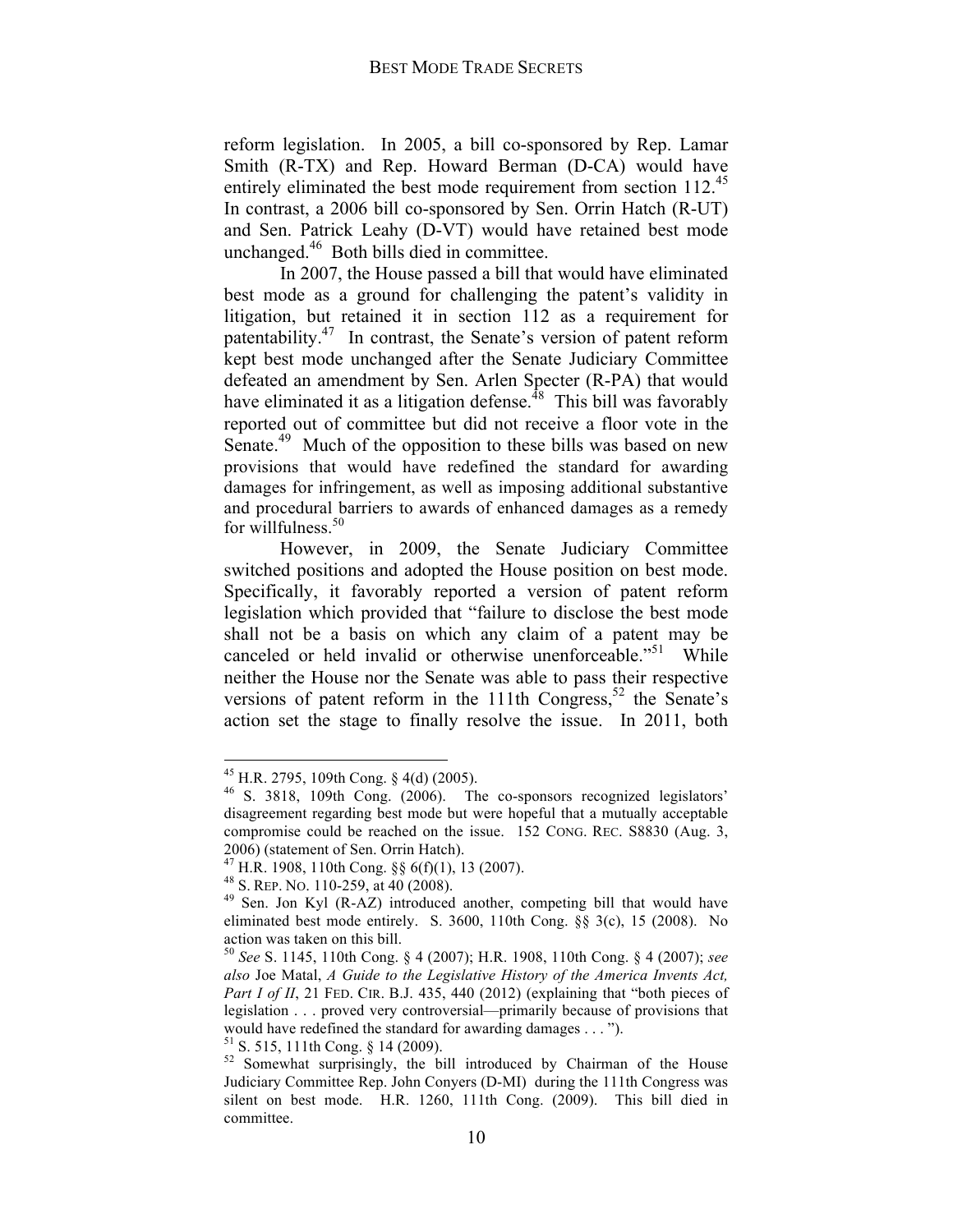reform legislation. In 2005, a bill co-sponsored by Rep. Lamar Smith (R-TX) and Rep. Howard Berman (D-CA) would have entirely eliminated the best mode requirement from section 112.[45] In contrast, a 2006 bill co-sponsored by Sen. Orrin Hatch (R-UT) and Sen. Patrick Leahy (D-VT) would have retained best mode unchanged.[46] Both bills died in committee.

In 2007, the House passed a bill that would have eliminated best mode as a ground for challenging the patent's validity in litigation, but retained it in section 112 as a requirement for patentability.[47] In contrast, the Senate's version of patent reform kept best mode unchanged after the Senate Judiciary Committee defeated an amendment by Sen. Arlen Specter (R-PA) that would have eliminated it as a litigation defense.[48] This bill was favorably reported out of committee but did not receive a floor vote in the Senate.[49] Much of the opposition to these bills was based on new provisions that would have redefined the standard for awarding damages for infringement, as well as imposing additional substantive and procedural barriers to awards of enhanced damages as a remedy for willfulness.[50]

However, in 2009, the Senate Judiciary Committee switched positions and adopted the House position on best mode. Specifically, it favorably reported a version of patent reform legislation which provided that "failure to disclose the best mode shall not be a basis on which any claim of a patent may be canceled or held invalid or otherwise unenforceable."[51] While neither the House nor the Senate was able to pass their respective versions of patent reform in the 111th Congress,[52] the Senate's action set the stage to finally resolve the issue. In 2011, both

---

[45] H.R. 2795, 109th Cong. § 4(d) (2005).

[46] S. 3818, 109th Cong. (2006). The co-sponsors recognized legislators' disagreement regarding best mode but were hopeful that a mutually acceptable compromise could be reached on the issue. 152 CONG. REC. S8830 (Aug. 3, 2006) (statement of Sen. Orrin Hatch).

[47] H.R. 1908, 110th Cong. §§ 6(f)(1), 13 (2007).

[48] S. REP. NO. 110-259, at 40 (2008).

[49] Sen. Jon Kyl (R-AZ) introduced another, competing bill that would have eliminated best mode entirely. S. 3600, 110th Cong. §§ 3(c), 15 (2008). No action was taken on this bill.

[50] *See* S. 1145, 110th Cong. § 4 (2007); H.R. 1908, 110th Cong. § 4 (2007); *see also* Joe Matal, *A Guide to the Legislative History of the America Invents Act, Part I of II*, 21 FED. CIR. B.J. 435, 440 (2012) (explaining that "both pieces of legislation . . . proved very controversial—primarily because of provisions that would have redefined the standard for awarding damages . . . ").

[51] S. 515, 111th Cong. § 14 (2009).

[52] Somewhat surprisingly, the bill introduced by Chairman of the House Judiciary Committee Rep. John Conyers (D-MI) during the 111th Congress was silent on best mode. H.R. 1260, 111th Cong. (2009). This bill died in committee.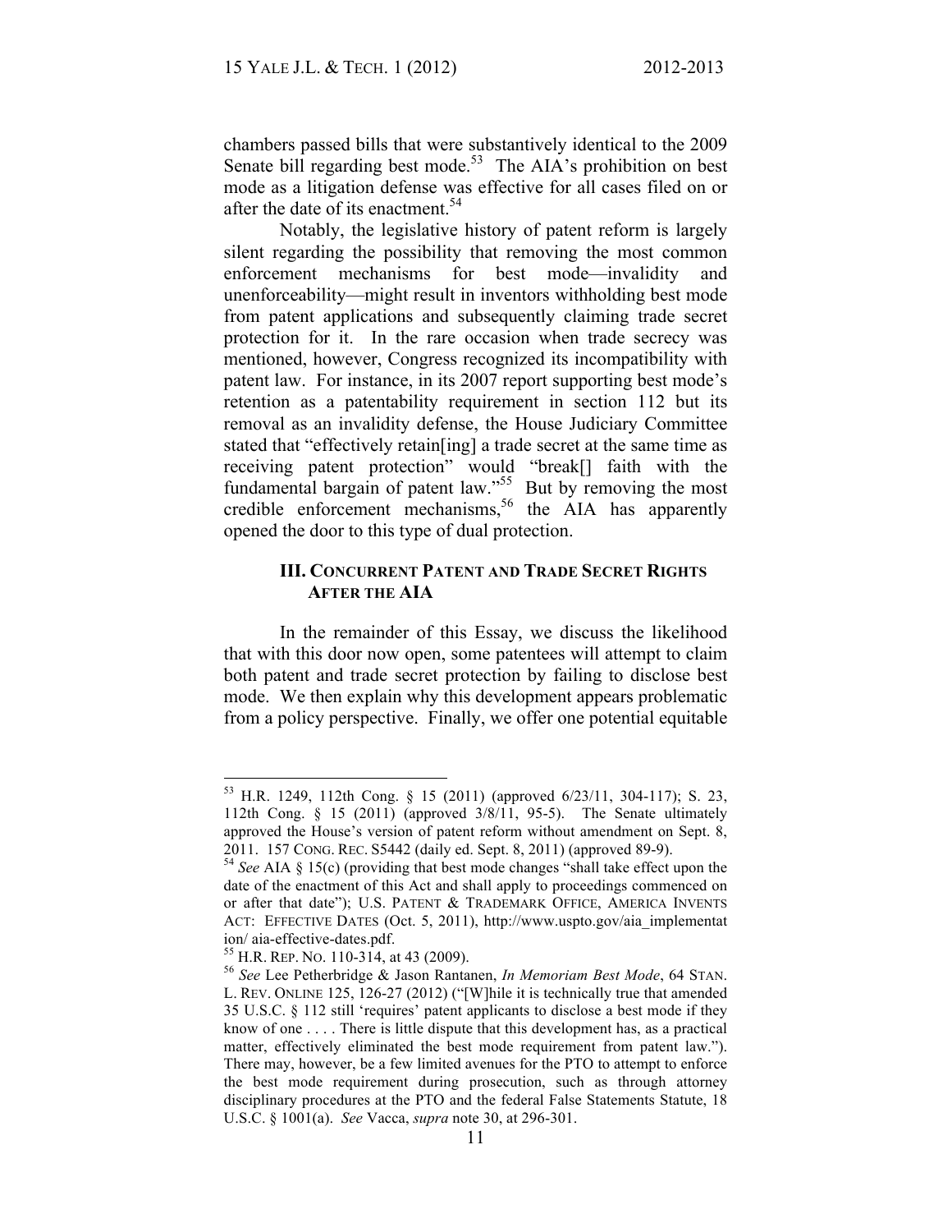chambers passed bills that were substantively identical to the 2009 Senate bill regarding best mode.[53] The AIA's prohibition on best mode as a litigation defense was effective for all cases filed on or after the date of its enactment.[54]

Notably, the legislative history of patent reform is largely silent regarding the possibility that removing the most common enforcement mechanisms for best mode—invalidity and unenforceability—might result in inventors withholding best mode from patent applications and subsequently claiming trade secret protection for it. In the rare occasion when trade secrecy was mentioned, however, Congress recognized its incompatibility with patent law. For instance, in its 2007 report supporting best mode's retention as a patentability requirement in section 112 but its removal as an invalidity defense, the House Judiciary Committee stated that "effectively retain[ing] a trade secret at the same time as receiving patent protection" would "break[] faith with the fundamental bargain of patent law."[55] But by removing the most credible enforcement mechanisms,[56] the AIA has apparently opened the door to this type of dual protection.

## III. Concurrent Patent and Trade Secret Rights After the AIA

In the remainder of this Essay, we discuss the likelihood that with this door now open, some patentees will attempt to claim both patent and trade secret protection by failing to disclose best mode. We then explain why this development appears problematic from a policy perspective. Finally, we offer one potential equitable

---

[53] H.R. 1249, 112th Cong. § 15 (2011) (approved 6/23/11, 304-117); S. 23, 112th Cong. § 15 (2011) (approved 3/8/11, 95-5). The Senate ultimately approved the House's version of patent reform without amendment on Sept. 8, 2011. 157 CONG. REC. S5442 (daily ed. Sept. 8, 2011) (approved 89-9).

[54] *See* AIA § 15(c) (providing that best mode changes "shall take effect upon the date of the enactment of this Act and shall apply to proceedings commenced on or after that date"); U.S. PATENT & TRADEMARK OFFICE, AMERICA INVENTS ACT: EFFECTIVE DATES (Oct. 5, 2011), http://www.uspto.gov/aia_implementation/ aia-effective-dates.pdf.

[55] H.R. REP. NO. 110-314, at 43 (2009).

[56] *See* Lee Petherbridge & Jason Rantanen, *In Memoriam Best Mode*, 64 STAN. L. REV. ONLINE 125, 126-27 (2012) ("[W]hile it is technically true that amended 35 U.S.C. § 112 still 'requires' patent applicants to disclose a best mode if they know of one . . . . There is little dispute that this development has, as a practical matter, effectively eliminated the best mode requirement from patent law."). There may, however, be a few limited avenues for the PTO to attempt to enforce the best mode requirement during prosecution, such as through attorney disciplinary procedures at the PTO and the federal False Statements Statute, 18 U.S.C. § 1001(a). *See* Vacca, *supra* note 30, at 296-301.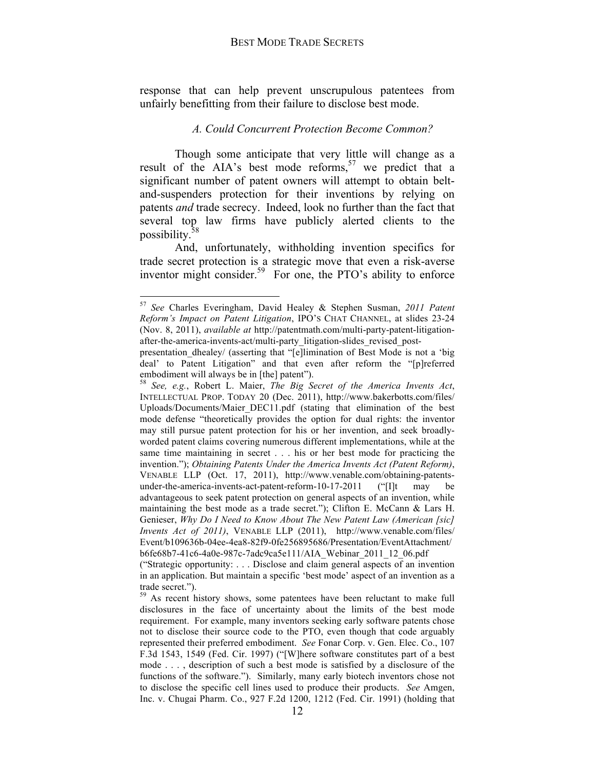response that can help prevent unscrupulous patentees from unfairly benefitting from their failure to disclose best mode.

### *A. Could Concurrent Protection Become Common?*

Though some anticipate that very little will change as a result of the AIA's best mode reforms,[57] we predict that a significant number of patent owners will attempt to obtain belt-and-suspenders protection for their inventions by relying on patents *and* trade secrecy. Indeed, look no further than the fact that several top law firms have publicly alerted clients to the possibility.[58]

And, unfortunately, withholding invention specifics for trade secret protection is a strategic move that even a risk-averse inventor might consider.[59] For one, the PTO's ability to enforce

---

[57] *See* Charles Everingham, David Healey & Stephen Susman, *2011 Patent Reform's Impact on Patent Litigation*, IPO'S CHAT CHANNEL, at slides 23-24 (Nov. 8, 2011), *available at* http://patentmath.com/multi-party-patent-litigation-after-the-america-invents-act/multi-party_litigation-slides_revised_post-presentation_dhealey/ (asserting that "[e]limination of Best Mode is not a 'big deal' to Patent Litigation" and that even after reform the "[p]referred embodiment will always be in [the] patent").

[58] *See, e.g.*, Robert L. Maier, *The Big Secret of the America Invents Act*, INTELLECTUAL PROP. TODAY 20 (Dec. 2011), http://www.bakerbotts.com/files/Uploads/Documents/Maier_DEC11.pdf (stating that elimination of the best mode defense "theoretically provides the option for dual rights: the inventor may still pursue patent protection for his or her invention, and seek broadly-worded patent claims covering numerous different implementations, while at the same time maintaining in secret . . . his or her best mode for practicing the invention."); *Obtaining Patents Under the America Invents Act (Patent Reform)*, VENABLE LLP (Oct. 17, 2011), http://www.venable.com/obtaining-patents-under-the-america-invents-act-patent-reform-10-17-2011 ("[I]t may be advantageous to seek patent protection on general aspects of an invention, while maintaining the best mode as a trade secret."); Clifton E. McCann & Lars H. Genieser, *Why Do I Need to Know About The New Patent Law (American [sic] Invents Act of 2011)*, VENABLE LLP (2011), http://www.venable.com/files/Event/b109636b-04ee-4ea8-82f9-0fe256895686/Presentation/EventAttachment/b6fe68b7-41c6-4a0e-987c-7adc9ca5e111/AIA_Webinar_2011_12_06.pdf ("Strategic opportunity: . . . Disclose and claim general aspects of an invention in an application. But maintain a specific 'best mode' aspect of an invention as a trade secret.").

[59] As recent history shows, some patentees have been reluctant to make full disclosures in the face of uncertainty about the limits of the best mode requirement. For example, many inventors seeking early software patents chose not to disclose their source code to the PTO, even though that code arguably represented their preferred embodiment. *See* Fonar Corp. v. Gen. Elec. Co., 107 F.3d 1543, 1549 (Fed. Cir. 1997) ("[W]here software constitutes part of a best mode . . . , description of such a best mode is satisfied by a disclosure of the functions of the software."). Similarly, many early biotech inventors chose not to disclose the specific cell lines used to produce their products. *See* Amgen, Inc. v. Chugai Pharm. Co., 927 F.2d 1200, 1212 (Fed. Cir. 1991) (holding that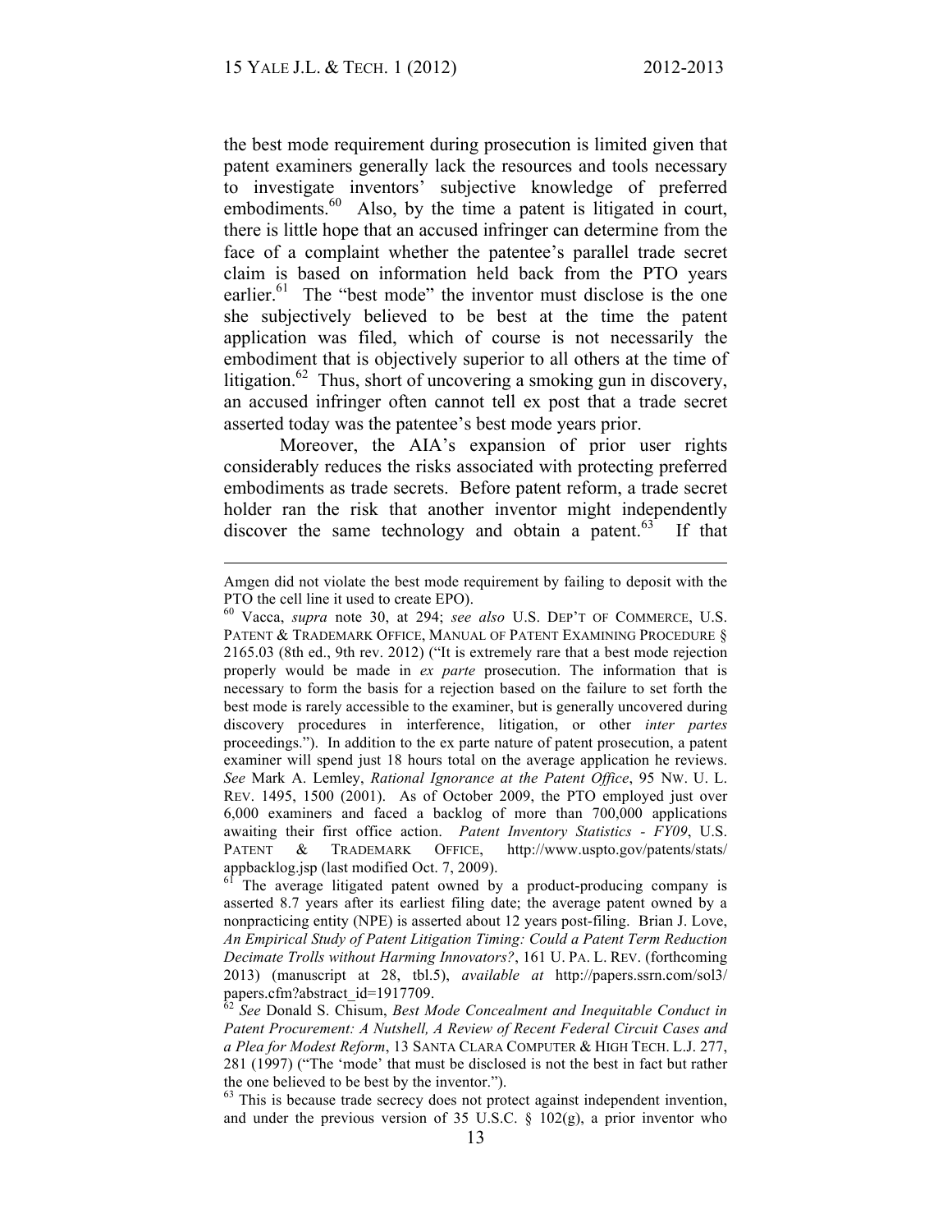the best mode requirement during prosecution is limited given that patent examiners generally lack the resources and tools necessary to investigate inventors' subjective knowledge of preferred embodiments.[60] Also, by the time a patent is litigated in court, there is little hope that an accused infringer can determine from the face of a complaint whether the patentee's parallel trade secret claim is based on information held back from the PTO years earlier.[61] The "best mode" the inventor must disclose is the one she subjectively believed to be best at the time the patent application was filed, which of course is not necessarily the embodiment that is objectively superior to all others at the time of litigation.[62] Thus, short of uncovering a smoking gun in discovery, an accused infringer often cannot tell ex post that a trade secret asserted today was the patentee's best mode years prior.

Moreover, the AIA's expansion of prior user rights considerably reduces the risks associated with protecting preferred embodiments as trade secrets. Before patent reform, a trade secret holder ran the risk that another inventor might independently discover the same technology and obtain a patent.[63] If that

---

Amgen did not violate the best mode requirement by failing to deposit with the PTO the cell line it used to create EPO).

[60] Vacca, *supra* note 30, at 294; *see also* U.S. DEP'T OF COMMERCE, U.S. PATENT & TRADEMARK OFFICE, MANUAL OF PATENT EXAMINING PROCEDURE § 2165.03 (8th ed., 9th rev. 2012) ("It is extremely rare that a best mode rejection properly would be made in *ex parte* prosecution. The information that is necessary to form the basis for a rejection based on the failure to set forth the best mode is rarely accessible to the examiner, but is generally uncovered during discovery procedures in interference, litigation, or other *inter partes* proceedings."). In addition to the ex parte nature of patent prosecution, a patent examiner will spend just 18 hours total on the average application he reviews. *See* Mark A. Lemley, *Rational Ignorance at the Patent Office*, 95 NW. U. L. REV. 1495, 1500 (2001). As of October 2009, the PTO employed just over 6,000 examiners and faced a backlog of more than 700,000 applications awaiting their first office action. *Patent Inventory Statistics - FY09*, U.S. PATENT & TRADEMARK OFFICE, http://www.uspto.gov/patents/stats/appbacklog.jsp (last modified Oct. 7, 2009).

[61] The average litigated patent owned by a product-producing company is asserted 8.7 years after its earliest filing date; the average patent owned by a nonpracticing entity (NPE) is asserted about 12 years post-filing. Brian J. Love, *An Empirical Study of Patent Litigation Timing: Could a Patent Term Reduction Decimate Trolls without Harming Innovators?*, 161 U. PA. L. REV. (forthcoming 2013) (manuscript at 28, tbl.5), *available at* http://papers.ssrn.com/sol3/papers.cfm?abstract_id=1917709.

[62] *See* Donald S. Chisum, *Best Mode Concealment and Inequitable Conduct in Patent Procurement: A Nutshell, A Review of Recent Federal Circuit Cases and a Plea for Modest Reform*, 13 SANTA CLARA COMPUTER & HIGH TECH. L.J. 277, 281 (1997) ("The 'mode' that must be disclosed is not the best in fact but rather the one believed to be best by the inventor.").

[63] This is because trade secrecy does not protect against independent invention, and under the previous version of 35 U.S.C. § 102(g), a prior inventor who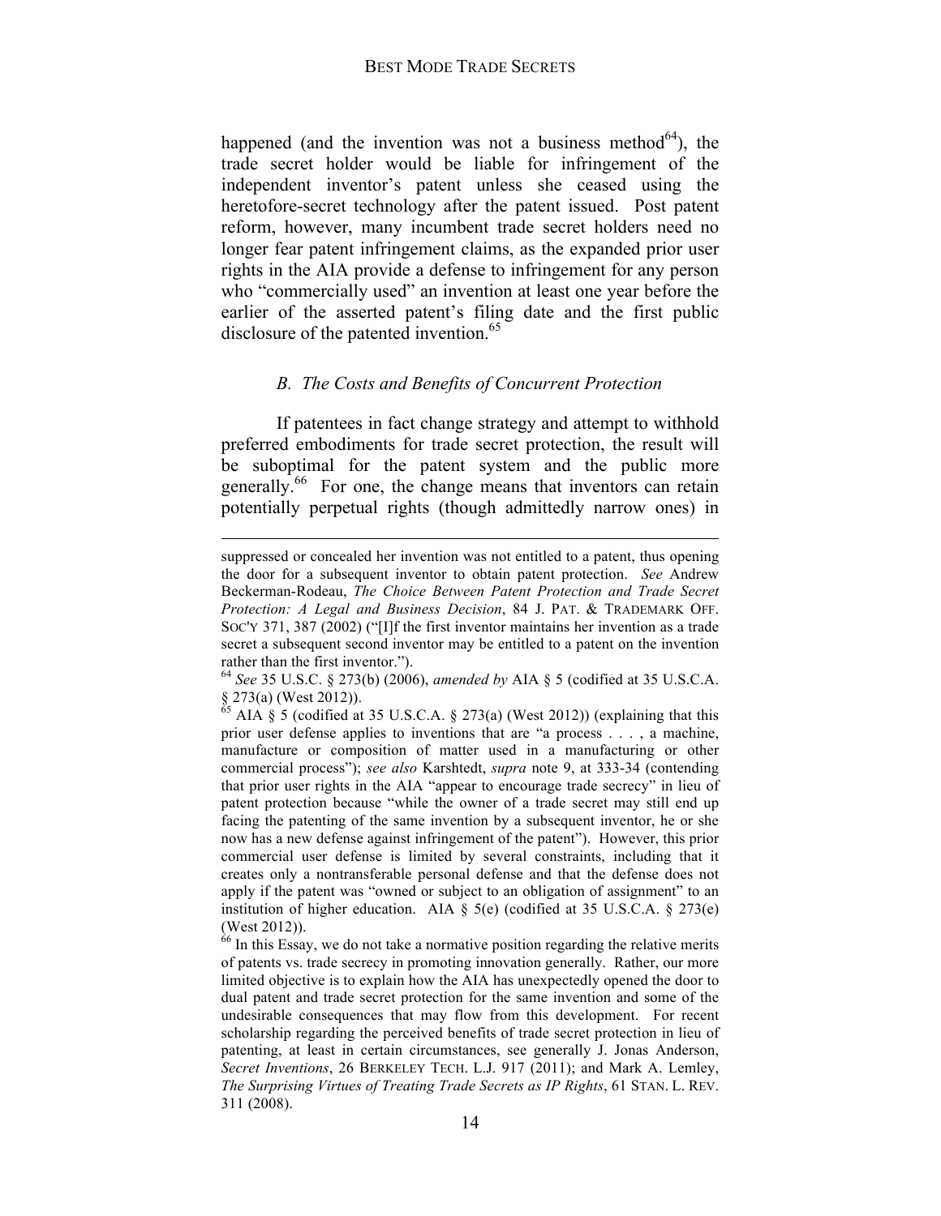happened (and the invention was not a business method[64]), the trade secret holder would be liable for infringement of the independent inventor's patent unless she ceased using the heretofore-secret technology after the patent issued. Post patent reform, however, many incumbent trade secret holders need no longer fear patent infringement claims, as the expanded prior user rights in the AIA provide a defense to infringement for any person who "commercially used" an invention at least one year before the earlier of the asserted patent's filing date and the first public disclosure of the patented invention.[65]

### *B. The Costs and Benefits of Concurrent Protection*

If patentees in fact change strategy and attempt to withhold preferred embodiments for trade secret protection, the result will be suboptimal for the patent system and the public more generally.[66] For one, the change means that inventors can retain potentially perpetual rights (though admittedly narrow ones) in

---

suppressed or concealed her invention was not entitled to a patent, thus opening the door for a subsequent inventor to obtain patent protection. *See* Andrew Beckerman-Rodeau, *The Choice Between Patent Protection and Trade Secret Protection: A Legal and Business Decision*, 84 J. PAT. & TRADEMARK OFF. SOC'Y 371, 387 (2002) ("[I]f the first inventor maintains her invention as a trade secret a subsequent second inventor may be entitled to a patent on the invention rather than the first inventor.").

[64] *See* 35 U.S.C. § 273(b) (2006), *amended by* AIA § 5 (codified at 35 U.S.C.A. § 273(a) (West 2012)).

[65] AIA § 5 (codified at 35 U.S.C.A. § 273(a) (West 2012)) (explaining that this prior user defense applies to inventions that are "a process . . . , a machine, manufacture or composition of matter used in a manufacturing or other commercial process"); *see also* Karshtedt, *supra* note 9, at 333-34 (contending that prior user rights in the AIA "appear to encourage trade secrecy" in lieu of patent protection because "while the owner of a trade secret may still end up facing the patenting of the same invention by a subsequent inventor, he or she now has a new defense against infringement of the patent"). However, this prior commercial user defense is limited by several constraints, including that it creates only a nontransferable personal defense and that the defense does not apply if the patent was "owned or subject to an obligation of assignment" to an institution of higher education. AIA § 5(e) (codified at 35 U.S.C.A. § 273(e) (West 2012)).

[66] In this Essay, we do not take a normative position regarding the relative merits of patents vs. trade secrecy in promoting innovation generally. Rather, our more limited objective is to explain how the AIA has unexpectedly opened the door to dual patent and trade secret protection for the same invention and some of the undesirable consequences that may flow from this development. For recent scholarship regarding the perceived benefits of trade secret protection in lieu of patenting, at least in certain circumstances, see generally J. Jonas Anderson, *Secret Inventions*, 26 BERKELEY TECH. L.J. 917 (2011); and Mark A. Lemley, *The Surprising Virtues of Treating Trade Secrets as IP Rights*, 61 STAN. L. REV. 311 (2008).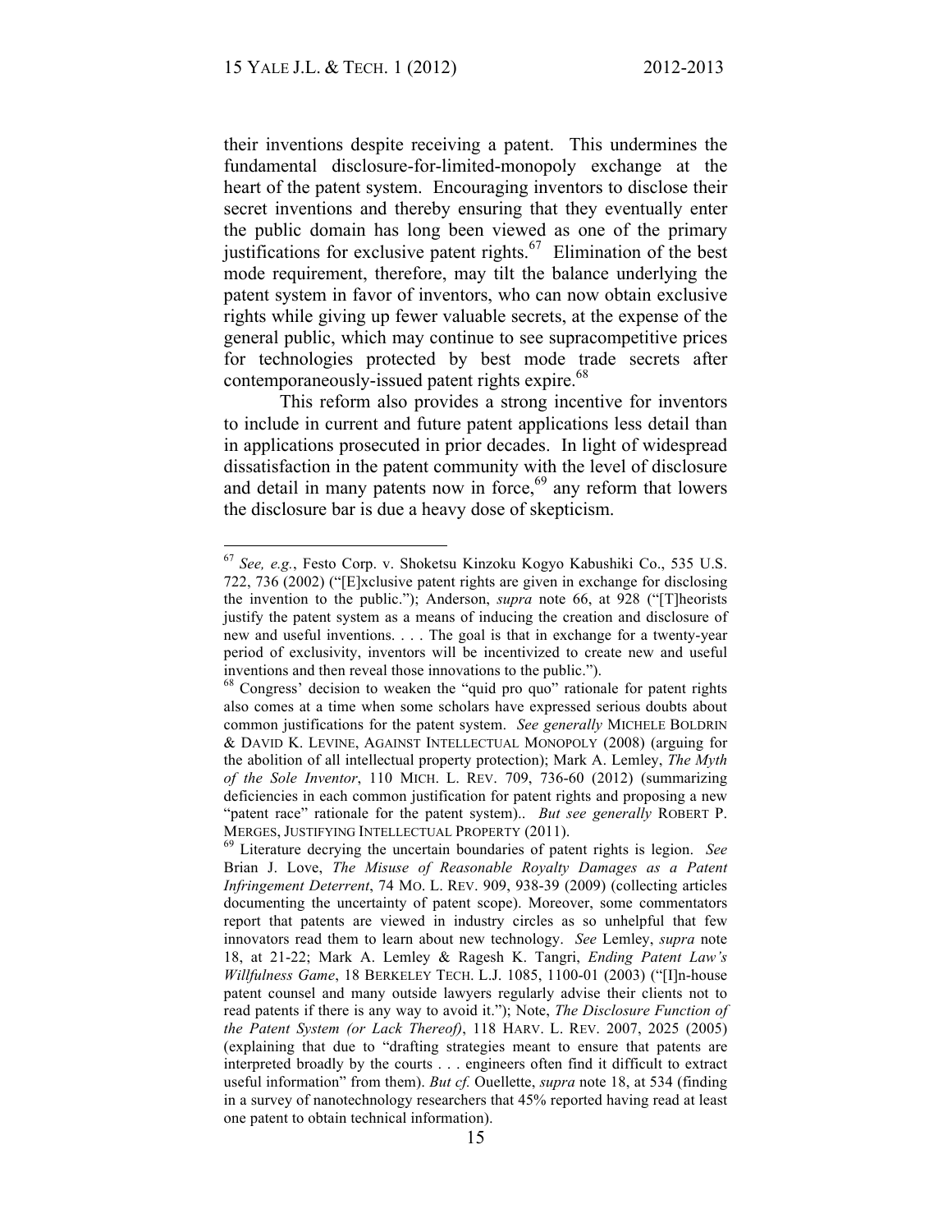their inventions despite receiving a patent. This undermines the fundamental disclosure-for-limited-monopoly exchange at the heart of the patent system. Encouraging inventors to disclose their secret inventions and thereby ensuring that they eventually enter the public domain has long been viewed as one of the primary justifications for exclusive patent rights.[67] Elimination of the best mode requirement, therefore, may tilt the balance underlying the patent system in favor of inventors, who can now obtain exclusive rights while giving up fewer valuable secrets, at the expense of the general public, which may continue to see supracompetitive prices for technologies protected by best mode trade secrets after contemporaneously-issued patent rights expire.[68]

This reform also provides a strong incentive for inventors to include in current and future patent applications less detail than in applications prosecuted in prior decades. In light of widespread dissatisfaction in the patent community with the level of disclosure and detail in many patents now in force,[69] any reform that lowers the disclosure bar is due a heavy dose of skepticism.

---

[67] *See, e.g.*, Festo Corp. v. Shoketsu Kinzoku Kogyo Kabushiki Co., 535 U.S. 722, 736 (2002) ("[E]xclusive patent rights are given in exchange for disclosing the invention to the public."); Anderson, *supra* note 66, at 928 ("[T]heorists justify the patent system as a means of inducing the creation and disclosure of new and useful inventions. . . . The goal is that in exchange for a twenty-year period of exclusivity, inventors will be incentivized to create new and useful inventions and then reveal those innovations to the public.").

[68] Congress' decision to weaken the "quid pro quo" rationale for patent rights also comes at a time when some scholars have expressed serious doubts about common justifications for the patent system. *See generally* MICHELE BOLDRIN & DAVID K. LEVINE, AGAINST INTELLECTUAL MONOPOLY (2008) (arguing for the abolition of all intellectual property protection); Mark A. Lemley, *The Myth of the Sole Inventor*, 110 MICH. L. REV. 709, 736-60 (2012) (summarizing deficiencies in each common justification for patent rights and proposing a new "patent race" rationale for the patent system).. *But see generally* ROBERT P. MERGES, JUSTIFYING INTELLECTUAL PROPERTY (2011).

[69] Literature decrying the uncertain boundaries of patent rights is legion. *See* Brian J. Love, *The Misuse of Reasonable Royalty Damages as a Patent Infringement Deterrent*, 74 MO. L. REV. 909, 938-39 (2009) (collecting articles documenting the uncertainty of patent scope). Moreover, some commentators report that patents are viewed in industry circles as so unhelpful that few innovators read them to learn about new technology. *See* Lemley, *supra* note 18, at 21-22; Mark A. Lemley & Ragesh K. Tangri, *Ending Patent Law's Willfulness Game*, 18 BERKELEY TECH. L.J. 1085, 1100-01 (2003) ("[I]n-house patent counsel and many outside lawyers regularly advise their clients not to read patents if there is any way to avoid it."); Note, *The Disclosure Function of the Patent System (or Lack Thereof)*, 118 HARV. L. REV. 2007, 2025 (2005) (explaining that due to "drafting strategies meant to ensure that patents are interpreted broadly by the courts . . . engineers often find it difficult to extract useful information" from them). *But cf.* Ouellette, *supra* note 18, at 534 (finding in a survey of nanotechnology researchers that 45% reported having read at least one patent to obtain technical information).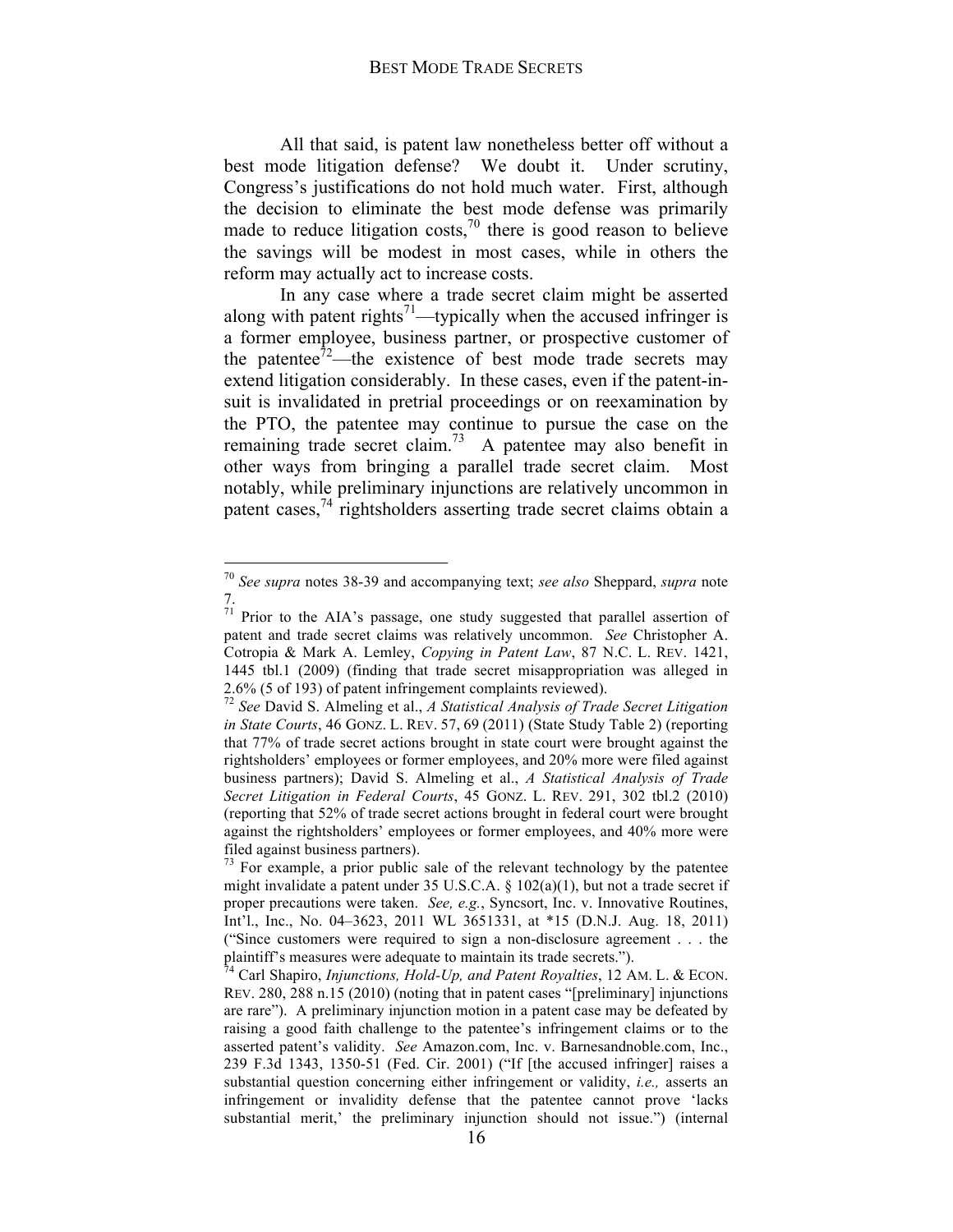All that said, is patent law nonetheless better off without a best mode litigation defense? We doubt it. Under scrutiny, Congress's justifications do not hold much water. First, although the decision to eliminate the best mode defense was primarily made to reduce litigation costs,[70] there is good reason to believe the savings will be modest in most cases, while in others the reform may actually act to increase costs.

In any case where a trade secret claim might be asserted along with patent rights[71]—typically when the accused infringer is a former employee, business partner, or prospective customer of the patentee[72]—the existence of best mode trade secrets may extend litigation considerably. In these cases, even if the patent-in-suit is invalidated in pretrial proceedings or on reexamination by the PTO, the patentee may continue to pursue the case on the remaining trade secret claim.[73] A patentee may also benefit in other ways from bringing a parallel trade secret claim. Most notably, while preliminary injunctions are relatively uncommon in patent cases,[74] rightsholders asserting trade secret claims obtain a

---

[70] *See supra* notes 38-39 and accompanying text; *see also* Sheppard, *supra* note 7.

[71] Prior to the AIA's passage, one study suggested that parallel assertion of patent and trade secret claims was relatively uncommon. *See* Christopher A. Cotropia & Mark A. Lemley, *Copying in Patent Law*, 87 N.C. L. REV. 1421, 1445 tbl.1 (2009) (finding that trade secret misappropriation was alleged in 2.6% (5 of 193) of patent infringement complaints reviewed).

[72] *See* David S. Almeling et al., *A Statistical Analysis of Trade Secret Litigation in State Courts*, 46 GONZ. L. REV. 57, 69 (2011) (State Study Table 2) (reporting that 77% of trade secret actions brought in state court were brought against the rightsholders' employees or former employees, and 20% more were filed against business partners); David S. Almeling et al., *A Statistical Analysis of Trade Secret Litigation in Federal Courts*, 45 GONZ. L. REV. 291, 302 tbl.2 (2010) (reporting that 52% of trade secret actions brought in federal court were brought against the rightsholders' employees or former employees, and 40% more were filed against business partners).

[73] For example, a prior public sale of the relevant technology by the patentee might invalidate a patent under 35 U.S.C.A. § 102(a)(1), but not a trade secret if proper precautions were taken. *See, e.g.*, Syncsort, Inc. v. Innovative Routines, Int'l., Inc., No. 04–3623, 2011 WL 3651331, at *15 (D.N.J. Aug. 18, 2011) ("Since customers were required to sign a non-disclosure agreement . . . the plaintiff's measures were adequate to maintain its trade secrets.").

[74] Carl Shapiro, *Injunctions, Hold-Up, and Patent Royalties*, 12 AM. L. & ECON. REV. 280, 288 n.15 (2010) (noting that in patent cases "[preliminary] injunctions are rare"). A preliminary injunction motion in a patent case may be defeated by raising a good faith challenge to the patentee's infringement claims or to the asserted patent's validity. *See* Amazon.com, Inc. v. Barnesandnoble.com, Inc., 239 F.3d 1343, 1350-51 (Fed. Cir. 2001) ("If [the accused infringer] raises a substantial question concerning either infringement or validity, *i.e.,* asserts an infringement or invalidity defense that the patentee cannot prove 'lacks substantial merit,' the preliminary injunction should not issue.") (internal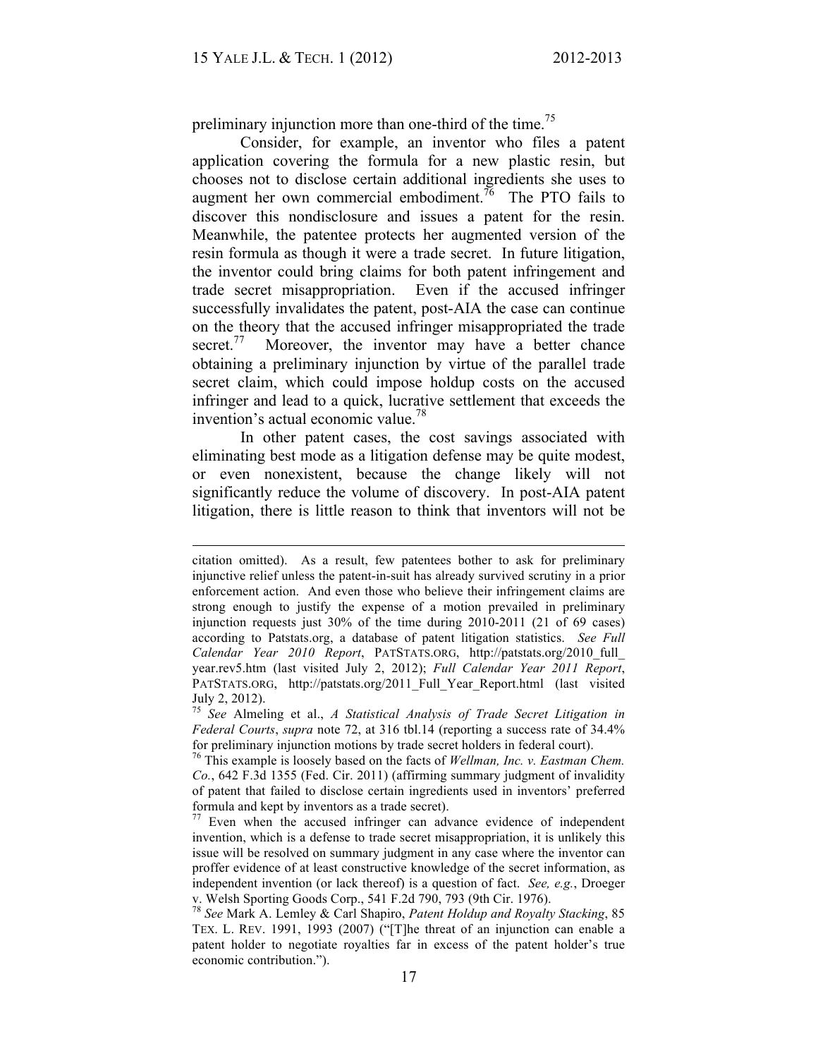preliminary injunction more than one-third of the time.[75]

Consider, for example, an inventor who files a patent application covering the formula for a new plastic resin, but chooses not to disclose certain additional ingredients she uses to augment her own commercial embodiment.[76] The PTO fails to discover this nondisclosure and issues a patent for the resin. Meanwhile, the patentee protects her augmented version of the resin formula as though it were a trade secret. In future litigation, the inventor could bring claims for both patent infringement and trade secret misappropriation. Even if the accused infringer successfully invalidates the patent, post-AIA the case can continue on the theory that the accused infringer misappropriated the trade secret.[77] Moreover, the inventor may have a better chance obtaining a preliminary injunction by virtue of the parallel trade secret claim, which could impose holdup costs on the accused infringer and lead to a quick, lucrative settlement that exceeds the invention's actual economic value.[78]

In other patent cases, the cost savings associated with eliminating best mode as a litigation defense may be quite modest, or even nonexistent, because the change likely will not significantly reduce the volume of discovery. In post-AIA patent litigation, there is little reason to think that inventors will not be

---

citation omitted). As a result, few patentees bother to ask for preliminary injunctive relief unless the patent-in-suit has already survived scrutiny in a prior enforcement action. And even those who believe their infringement claims are strong enough to justify the expense of a motion prevailed in preliminary injunction requests just 30% of the time during 2010-2011 (21 of 69 cases) according to Patstats.org, a database of patent litigation statistics. *See Full Calendar Year 2010 Report*, PATSTATS.ORG, http://patstats.org/2010_full_year.rev5.htm (last visited July 2, 2012); *Full Calendar Year 2011 Report*, PATSTATS.ORG, http://patstats.org/2011_Full_Year_Report.html (last visited July 2, 2012).

[75] *See* Almeling et al., *A Statistical Analysis of Trade Secret Litigation in Federal Courts*, *supra* note 72, at 316 tbl.14 (reporting a success rate of 34.4% for preliminary injunction motions by trade secret holders in federal court).

[76] This example is loosely based on the facts of *Wellman, Inc. v. Eastman Chem. Co.*, 642 F.3d 1355 (Fed. Cir. 2011) (affirming summary judgment of invalidity of patent that failed to disclose certain ingredients used in inventors' preferred formula and kept by inventors as a trade secret).

[77] Even when the accused infringer can advance evidence of independent invention, which is a defense to trade secret misappropriation, it is unlikely this issue will be resolved on summary judgment in any case where the inventor can proffer evidence of at least constructive knowledge of the secret information, as independent invention (or lack thereof) is a question of fact. *See, e.g.*, Droeger v. Welsh Sporting Goods Corp., 541 F.2d 790, 793 (9th Cir. 1976).

[78] *See* Mark A. Lemley & Carl Shapiro, *Patent Holdup and Royalty Stacking*, 85 TEX. L. REV. 1991, 1993 (2007) ("[T]he threat of an injunction can enable a patent holder to negotiate royalties far in excess of the patent holder's true economic contribution.").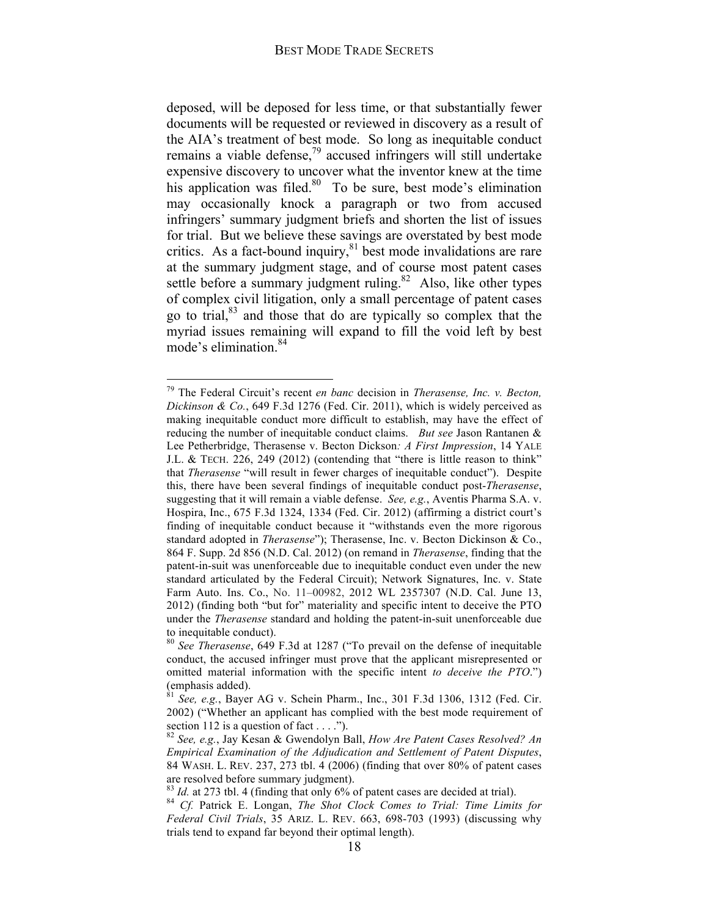deposed, will be deposed for less time, or that substantially fewer documents will be requested or reviewed in discovery as a result of the AIA's treatment of best mode. So long as inequitable conduct remains a viable defense,[79] accused infringers will still undertake expensive discovery to uncover what the inventor knew at the time his application was filed.[80] To be sure, best mode's elimination may occasionally knock a paragraph or two from accused infringers' summary judgment briefs and shorten the list of issues for trial. But we believe these savings are overstated by best mode critics. As a fact-bound inquiry,[81] best mode invalidations are rare at the summary judgment stage, and of course most patent cases settle before a summary judgment ruling.[82] Also, like other types of complex civil litigation, only a small percentage of patent cases go to trial,[83] and those that do are typically so complex that the myriad issues remaining will expand to fill the void left by best mode's elimination.[84]

---

[79] The Federal Circuit's recent *en banc* decision in *Therasense, Inc. v. Becton, Dickinson & Co.*, 649 F.3d 1276 (Fed. Cir. 2011), which is widely perceived as making inequitable conduct more difficult to establish, may have the effect of reducing the number of inequitable conduct claims. *But see* Jason Rantanen & Lee Petherbridge, Therasense v. Becton Dickson*: A First Impression*, 14 YALE J.L. & TECH. 226, 249 (2012) (contending that "there is little reason to think" that *Therasense* "will result in fewer charges of inequitable conduct"). Despite this, there have been several findings of inequitable conduct post-*Therasense*, suggesting that it will remain a viable defense. *See, e.g.*, Aventis Pharma S.A. v. Hospira, Inc., 675 F.3d 1324, 1334 (Fed. Cir. 2012) (affirming a district court's finding of inequitable conduct because it "withstands even the more rigorous standard adopted in *Therasense*"); Therasense, Inc. v. Becton Dickinson & Co., 864 F. Supp. 2d 856 (N.D. Cal. 2012) (on remand in *Therasense*, finding that the patent-in-suit was unenforceable due to inequitable conduct even under the new standard articulated by the Federal Circuit); Network Signatures, Inc. v. State Farm Auto. Ins. Co., No. 11–00982, 2012 WL 2357307 (N.D. Cal. June 13, 2012) (finding both "but for" materiality and specific intent to deceive the PTO under the *Therasense* standard and holding the patent-in-suit unenforceable due to inequitable conduct).

[80] *See Therasense*, 649 F.3d at 1287 ("To prevail on the defense of inequitable conduct, the accused infringer must prove that the applicant misrepresented or omitted material information with the specific intent *to deceive the PTO*.") (emphasis added).

[81] *See, e.g.*, Bayer AG v. Schein Pharm., Inc., 301 F.3d 1306, 1312 (Fed. Cir. 2002) ("Whether an applicant has complied with the best mode requirement of section 112 is a question of fact . . . .").

[82] *See, e.g.*, Jay Kesan & Gwendolyn Ball, *How Are Patent Cases Resolved? An Empirical Examination of the Adjudication and Settlement of Patent Disputes*, 84 WASH. L. REV. 237, 273 tbl. 4 (2006) (finding that over 80% of patent cases are resolved before summary judgment).

[83] *Id.* at 273 tbl. 4 (finding that only 6% of patent cases are decided at trial).

[84] *Cf.* Patrick E. Longan, *The Shot Clock Comes to Trial: Time Limits for Federal Civil Trials*, 35 ARIZ. L. REV. 663, 698-703 (1993) (discussing why trials tend to expand far beyond their optimal length).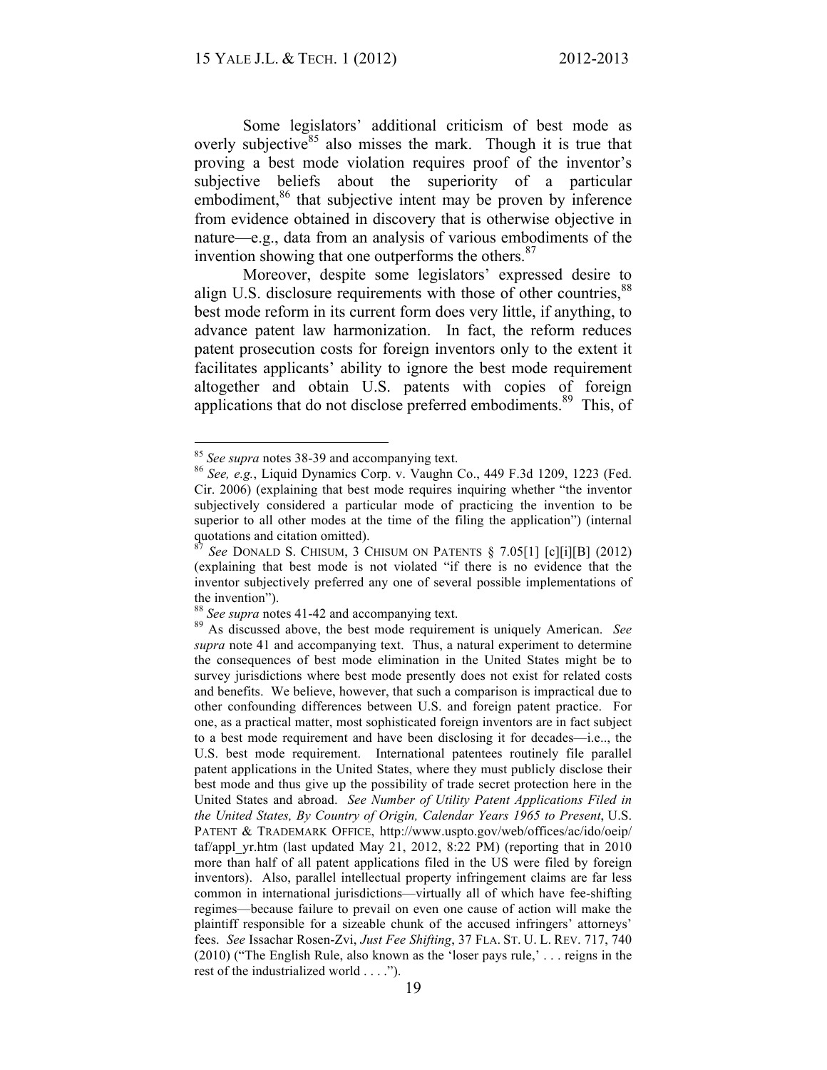Some legislators' additional criticism of best mode as overly subjective[85] also misses the mark. Though it is true that proving a best mode violation requires proof of the inventor's subjective beliefs about the superiority of a particular embodiment,[86] that subjective intent may be proven by inference from evidence obtained in discovery that is otherwise objective in nature—e.g., data from an analysis of various embodiments of the invention showing that one outperforms the others.[87]

Moreover, despite some legislators' expressed desire to align U.S. disclosure requirements with those of other countries,[88] best mode reform in its current form does very little, if anything, to advance patent law harmonization. In fact, the reform reduces patent prosecution costs for foreign inventors only to the extent it facilitates applicants' ability to ignore the best mode requirement altogether and obtain U.S. patents with copies of foreign applications that do not disclose preferred embodiments.[89] This, of

---

[85] *See supra* notes 38-39 and accompanying text.

[86] *See, e.g.*, Liquid Dynamics Corp. v. Vaughn Co., 449 F.3d 1209, 1223 (Fed. Cir. 2006) (explaining that best mode requires inquiring whether "the inventor subjectively considered a particular mode of practicing the invention to be superior to all other modes at the time of the filing the application") (internal quotations and citation omitted).

[87] *See* DONALD S. CHISUM, 3 CHISUM ON PATENTS § 7.05[1] [c][i][B] (2012) (explaining that best mode is not violated "if there is no evidence that the inventor subjectively preferred any one of several possible implementations of the invention").

[88] *See supra* notes 41-42 and accompanying text.

[89] As discussed above, the best mode requirement is uniquely American. *See supra* note 41 and accompanying text. Thus, a natural experiment to determine the consequences of best mode elimination in the United States might be to survey jurisdictions where best mode presently does not exist for related costs and benefits. We believe, however, that such a comparison is impractical due to other confounding differences between U.S. and foreign patent practice. For one, as a practical matter, most sophisticated foreign inventors are in fact subject to a best mode requirement and have been disclosing it for decades—i.e.., the U.S. best mode requirement. International patentees routinely file parallel patent applications in the United States, where they must publicly disclose their best mode and thus give up the possibility of trade secret protection here in the United States and abroad. *See Number of Utility Patent Applications Filed in the United States, By Country of Origin, Calendar Years 1965 to Present*, U.S. PATENT & TRADEMARK OFFICE, http://www.uspto.gov/web/offices/ac/ido/oeip/taf/appl_yr.htm (last updated May 21, 2012, 8:22 PM) (reporting that in 2010 more than half of all patent applications filed in the US were filed by foreign inventors). Also, parallel intellectual property infringement claims are far less common in international jurisdictions—virtually all of which have fee-shifting regimes—because failure to prevail on even one cause of action will make the plaintiff responsible for a sizeable chunk of the accused infringers' attorneys' fees. *See* Issachar Rosen-Zvi, *Just Fee Shifting*, 37 FLA. ST. U. L. REV. 717, 740 (2010) ("The English Rule, also known as the 'loser pays rule,' . . . reigns in the rest of the industrialized world . . . .").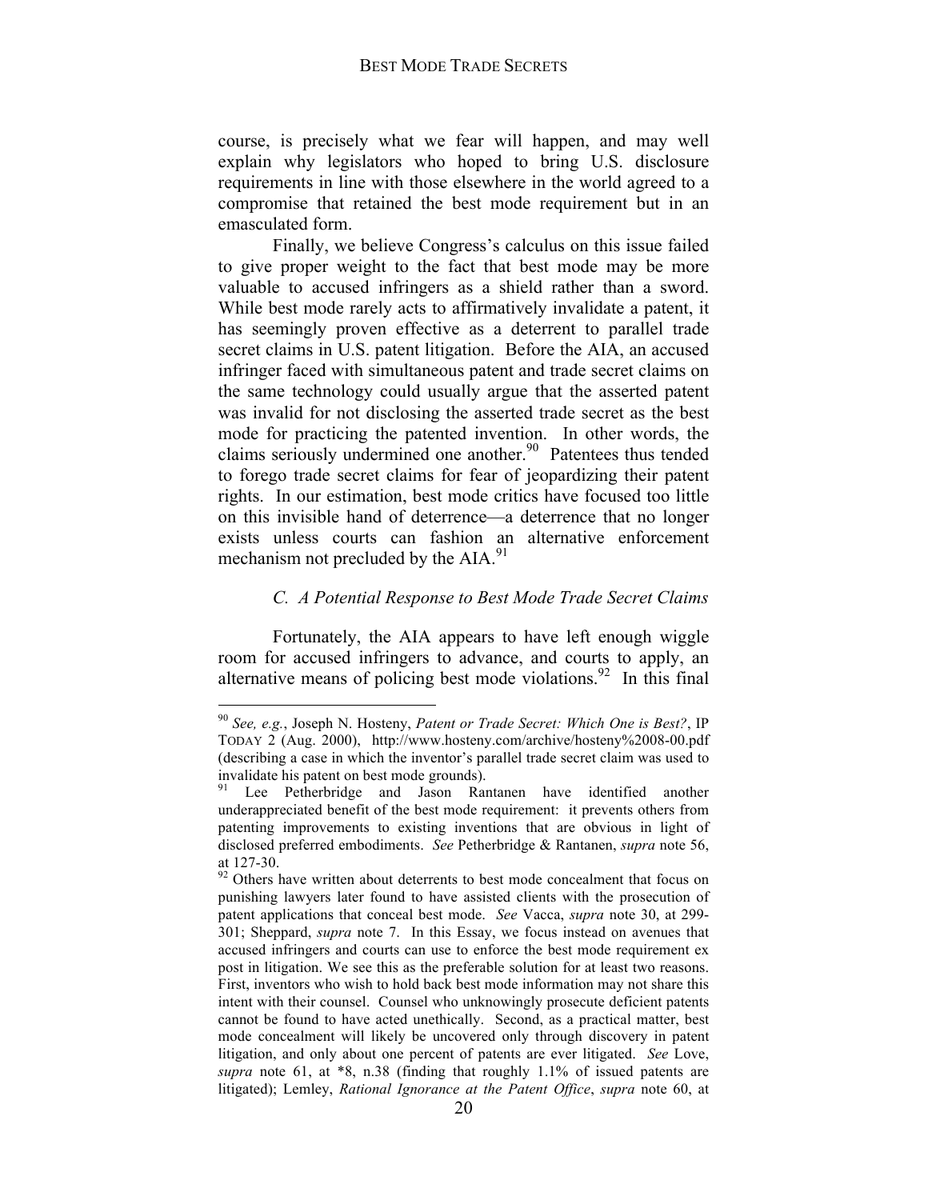course, is precisely what we fear will happen, and may well explain why legislators who hoped to bring U.S. disclosure requirements in line with those elsewhere in the world agreed to a compromise that retained the best mode requirement but in an emasculated form.

Finally, we believe Congress's calculus on this issue failed to give proper weight to the fact that best mode may be more valuable to accused infringers as a shield rather than a sword. While best mode rarely acts to affirmatively invalidate a patent, it has seemingly proven effective as a deterrent to parallel trade secret claims in U.S. patent litigation. Before the AIA, an accused infringer faced with simultaneous patent and trade secret claims on the same technology could usually argue that the asserted patent was invalid for not disclosing the asserted trade secret as the best mode for practicing the patented invention. In other words, the claims seriously undermined one another.[90] Patentees thus tended to forego trade secret claims for fear of jeopardizing their patent rights. In our estimation, best mode critics have focused too little on this invisible hand of deterrence—a deterrence that no longer exists unless courts can fashion an alternative enforcement mechanism not precluded by the AIA.[91]

### *C. A Potential Response to Best Mode Trade Secret Claims*

Fortunately, the AIA appears to have left enough wiggle room for accused infringers to advance, and courts to apply, an alternative means of policing best mode violations.[92] In this final

---

[90] *See, e.g.*, Joseph N. Hosteny, *Patent or Trade Secret: Which One is Best?*, IP TODAY 2 (Aug. 2000), http://www.hosteny.com/archive/hosteny%2008-00.pdf (describing a case in which the inventor's parallel trade secret claim was used to invalidate his patent on best mode grounds).

[91] Lee Petherbridge and Jason Rantanen have identified another underappreciated benefit of the best mode requirement: it prevents others from patenting improvements to existing inventions that are obvious in light of disclosed preferred embodiments. *See* Petherbridge & Rantanen, *supra* note 56, at 127-30.

[92] Others have written about deterrents to best mode concealment that focus on punishing lawyers later found to have assisted clients with the prosecution of patent applications that conceal best mode. *See* Vacca, *supra* note 30, at 299-301; Sheppard, *supra* note 7. In this Essay, we focus instead on avenues that accused infringers and courts can use to enforce the best mode requirement ex post in litigation. We see this as the preferable solution for at least two reasons. First, inventors who wish to hold back best mode information may not share this intent with their counsel. Counsel who unknowingly prosecute deficient patents cannot be found to have acted unethically. Second, as a practical matter, best mode concealment will likely be uncovered only through discovery in patent litigation, and only about one percent of patents are ever litigated. *See* Love, *supra* note 61, at *8, n.38 (finding that roughly 1.1% of issued patents are litigated); Lemley, *Rational Ignorance at the Patent Office*, *supra* note 60, at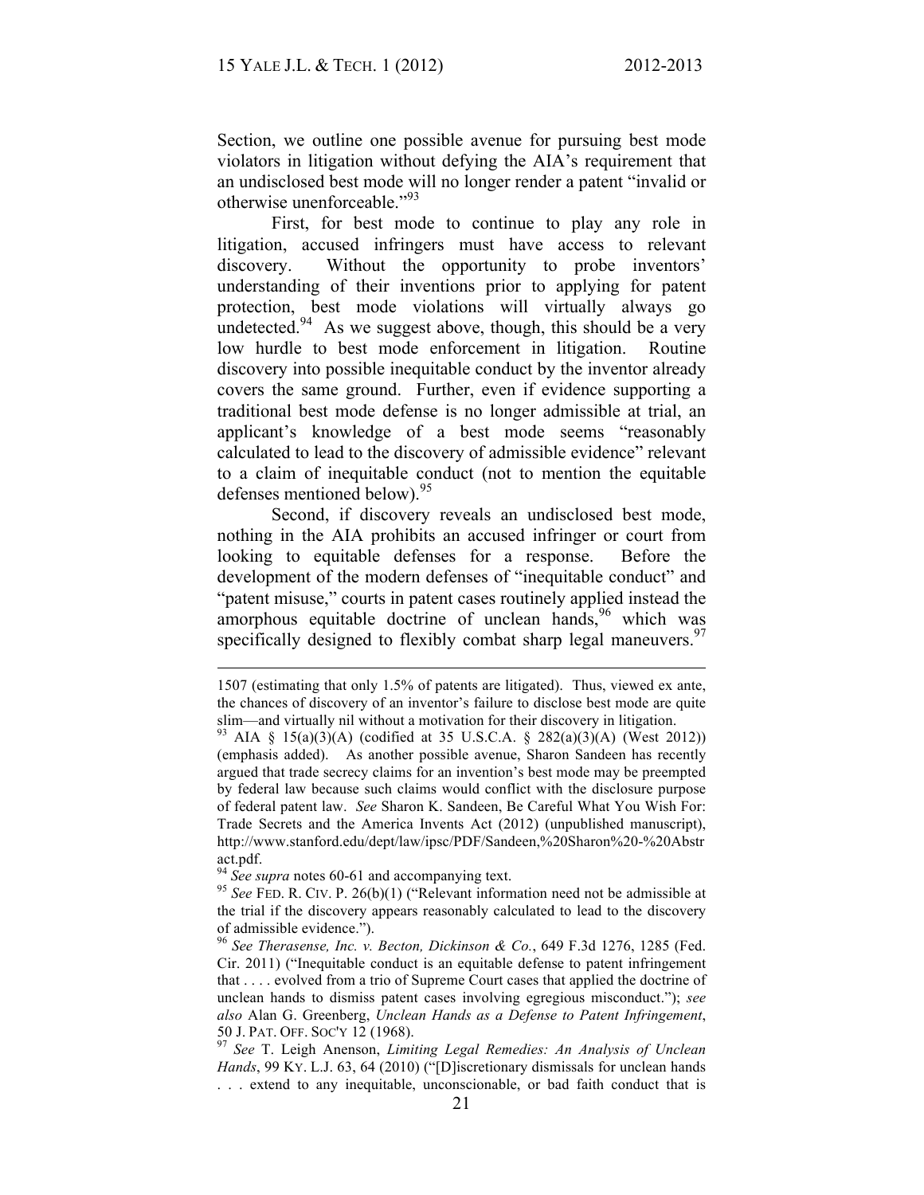Section, we outline one possible avenue for pursuing best mode violators in litigation without defying the AIA's requirement that an undisclosed best mode will no longer render a patent "invalid or otherwise unenforceable."[93]

First, for best mode to continue to play any role in litigation, accused infringers must have access to relevant discovery. Without the opportunity to probe inventors' understanding of their inventions prior to applying for patent protection, best mode violations will virtually always go undetected.[94] As we suggest above, though, this should be a very low hurdle to best mode enforcement in litigation. Routine discovery into possible inequitable conduct by the inventor already covers the same ground. Further, even if evidence supporting a traditional best mode defense is no longer admissible at trial, an applicant's knowledge of a best mode seems "reasonably calculated to lead to the discovery of admissible evidence" relevant to a claim of inequitable conduct (not to mention the equitable defenses mentioned below).[95]

Second, if discovery reveals an undisclosed best mode, nothing in the AIA prohibits an accused infringer or court from looking to equitable defenses for a response. Before the development of the modern defenses of "inequitable conduct" and "patent misuse," courts in patent cases routinely applied instead the amorphous equitable doctrine of unclean hands,[96] which was specifically designed to flexibly combat sharp legal maneuvers.[97]

---

1507 (estimating that only 1.5% of patents are litigated). Thus, viewed ex ante, the chances of discovery of an inventor's failure to disclose best mode are quite slim—and virtually nil without a motivation for their discovery in litigation.

[93] AIA § 15(a)(3)(A) (codified at 35 U.S.C.A. § 282(a)(3)(A) (West 2012)) (emphasis added). As another possible avenue, Sharon Sandeen has recently argued that trade secrecy claims for an invention's best mode may be preempted by federal law because such claims would conflict with the disclosure purpose of federal patent law. *See* Sharon K. Sandeen, Be Careful What You Wish For: Trade Secrets and the America Invents Act (2012) (unpublished manuscript), http://www.stanford.edu/dept/law/ipsc/PDF/Sandeen,%20Sharon%20-%20Abstract.pdf.

[94] *See supra* notes 60-61 and accompanying text.

[95] *See* FED. R. CIV. P. 26(b)(1) ("Relevant information need not be admissible at the trial if the discovery appears reasonably calculated to lead to the discovery of admissible evidence.").

[96] *See Therasense, Inc. v. Becton, Dickinson & Co.*, 649 F.3d 1276, 1285 (Fed. Cir. 2011) ("Inequitable conduct is an equitable defense to patent infringement that . . . . evolved from a trio of Supreme Court cases that applied the doctrine of unclean hands to dismiss patent cases involving egregious misconduct."); *see also* Alan G. Greenberg, *Unclean Hands as a Defense to Patent Infringement*, 50 J. PAT. OFF. SOC'Y 12 (1968).

[97] *See* T. Leigh Anenson, *Limiting Legal Remedies: An Analysis of Unclean Hands*, 99 KY. L.J. 63, 64 (2010) ("[D]iscretionary dismissals for unclean hands . . . extend to any inequitable, unconscionable, or bad faith conduct that is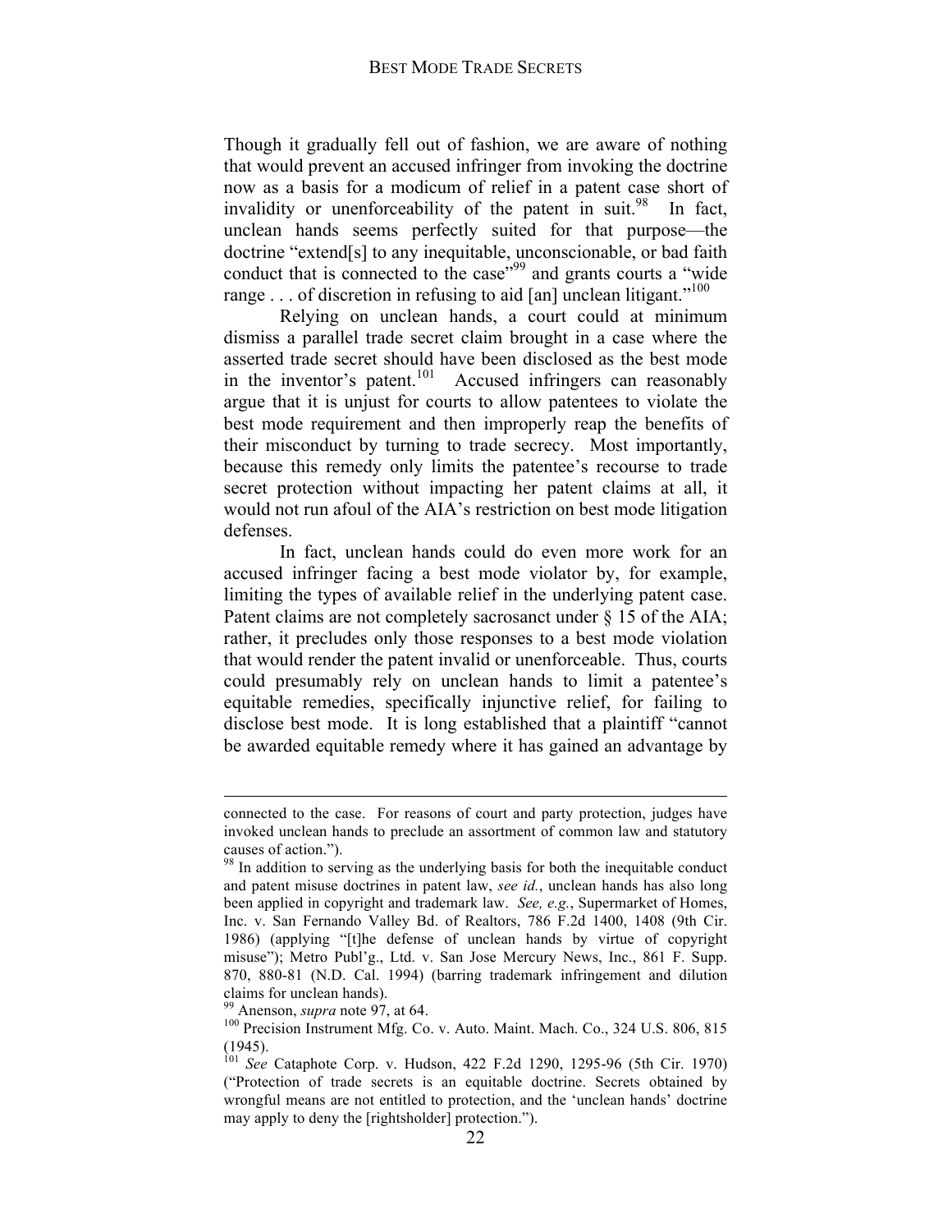Though it gradually fell out of fashion, we are aware of nothing that would prevent an accused infringer from invoking the doctrine now as a basis for a modicum of relief in a patent case short of invalidity or unenforceability of the patent in suit.[98] In fact, unclean hands seems perfectly suited for that purpose—the doctrine "extend[s] to any inequitable, unconscionable, or bad faith conduct that is connected to the case"[99] and grants courts a "wide range . . . of discretion in refusing to aid [an] unclean litigant."[100]

Relying on unclean hands, a court could at minimum dismiss a parallel trade secret claim brought in a case where the asserted trade secret should have been disclosed as the best mode in the inventor's patent.[101] Accused infringers can reasonably argue that it is unjust for courts to allow patentees to violate the best mode requirement and then improperly reap the benefits of their misconduct by turning to trade secrecy. Most importantly, because this remedy only limits the patentee's recourse to trade secret protection without impacting her patent claims at all, it would not run afoul of the AIA's restriction on best mode litigation defenses.

In fact, unclean hands could do even more work for an accused infringer facing a best mode violator by, for example, limiting the types of available relief in the underlying patent case. Patent claims are not completely sacrosanct under § 15 of the AIA; rather, it precludes only those responses to a best mode violation that would render the patent invalid or unenforceable. Thus, courts could presumably rely on unclean hands to limit a patentee's equitable remedies, specifically injunctive relief, for failing to disclose best mode. It is long established that a plaintiff "cannot be awarded equitable remedy where it has gained an advantage by

---

connected to the case. For reasons of court and party protection, judges have invoked unclean hands to preclude an assortment of common law and statutory causes of action.").

[98] In addition to serving as the underlying basis for both the inequitable conduct and patent misuse doctrines in patent law, *see id.*, unclean hands has also long been applied in copyright and trademark law. *See, e.g.*, Supermarket of Homes, Inc. v. San Fernando Valley Bd. of Realtors, 786 F.2d 1400, 1408 (9th Cir. 1986) (applying "[t]he defense of unclean hands by virtue of copyright misuse"); Metro Publ'g., Ltd. v. San Jose Mercury News, Inc., 861 F. Supp. 870, 880-81 (N.D. Cal. 1994) (barring trademark infringement and dilution claims for unclean hands).

[99] Anenson, *supra* note 97, at 64.

[100] Precision Instrument Mfg. Co. v. Auto. Maint. Mach. Co., 324 U.S. 806, 815 (1945).

[101] *See* Cataphote Corp. v. Hudson, 422 F.2d 1290, 1295-96 (5th Cir. 1970) ("Protection of trade secrets is an equitable doctrine. Secrets obtained by wrongful means are not entitled to protection, and the 'unclean hands' doctrine may apply to deny the [rightsholder] protection.").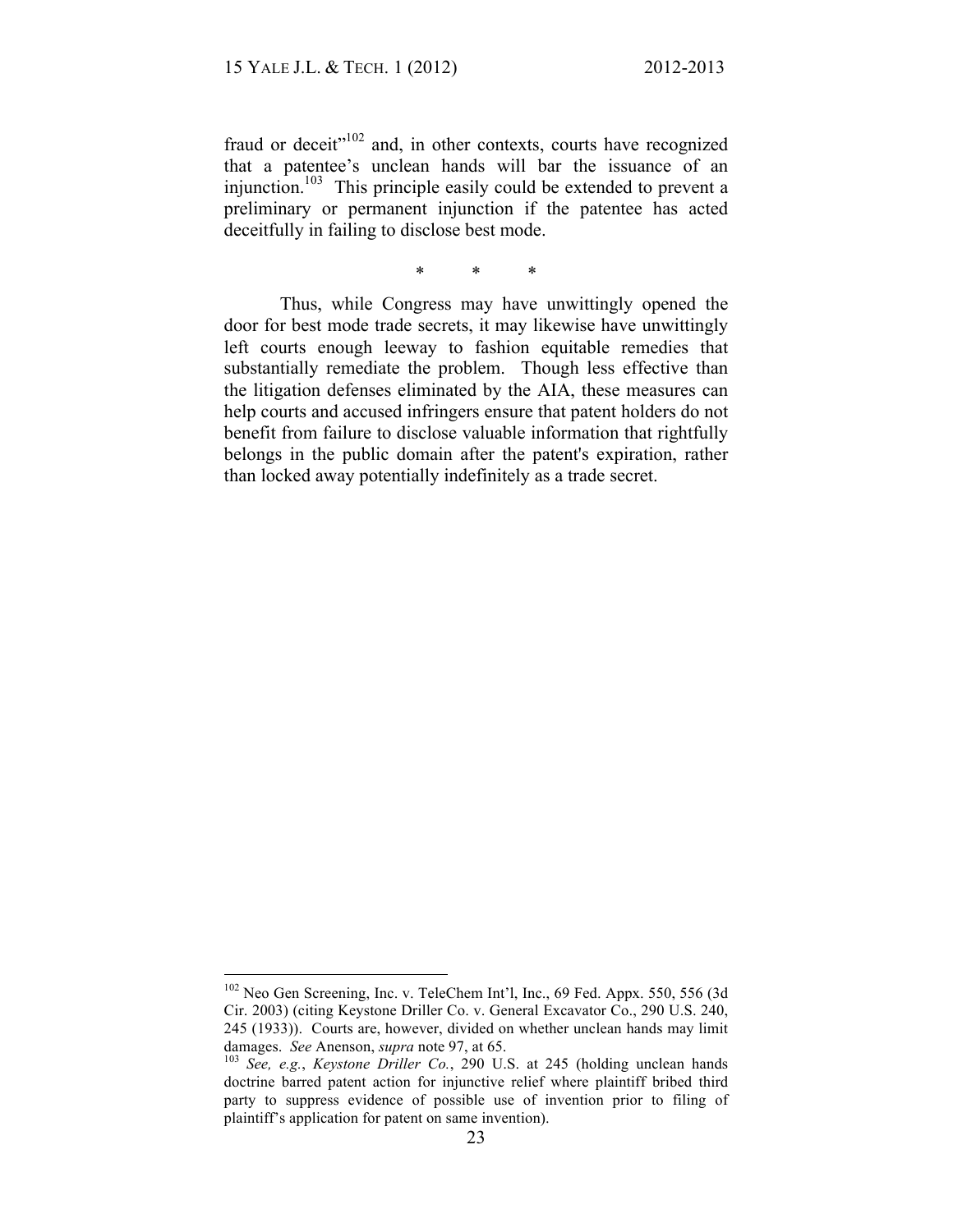fraud or deceit"[102] and, in other contexts, courts have recognized that a patentee's unclean hands will bar the issuance of an injunction.[103] This principle easily could be extended to prevent a preliminary or permanent injunction if the patentee has acted deceitfully in failing to disclose best mode.

\* \* \*

Thus, while Congress may have unwittingly opened the door for best mode trade secrets, it may likewise have unwittingly left courts enough leeway to fashion equitable remedies that substantially remediate the problem. Though less effective than the litigation defenses eliminated by the AIA, these measures can help courts and accused infringers ensure that patent holders do not benefit from failure to disclose valuable information that rightfully belongs in the public domain after the patent's expiration, rather than locked away potentially indefinitely as a trade secret.

---

[102] Neo Gen Screening, Inc. v. TeleChem Int'l, Inc., 69 Fed. Appx. 550, 556 (3d Cir. 2003) (citing Keystone Driller Co. v. General Excavator Co., 290 U.S. 240, 245 (1933)). Courts are, however, divided on whether unclean hands may limit damages. *See* Anenson, *supra* note 97, at 65.

[103] *See, e.g.*, *Keystone Driller Co.*, 290 U.S. at 245 (holding unclean hands doctrine barred patent action for injunctive relief where plaintiff bribed third party to suppress evidence of possible use of invention prior to filing of plaintiff's application for patent on same invention).